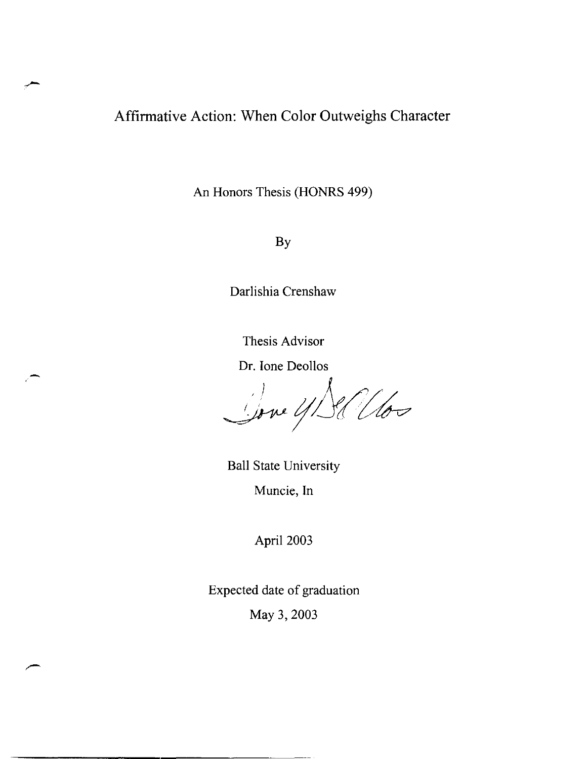# Affirmative Action: When Color Outweighs Character

An Honors Thesis (HONRS 499)

By

Darlishia Crenshaw

Thesis Advisor

Dr. Ione Deollos

Ball State University

Muncie, In

April 2003

Expected date of graduation

May 3, 2003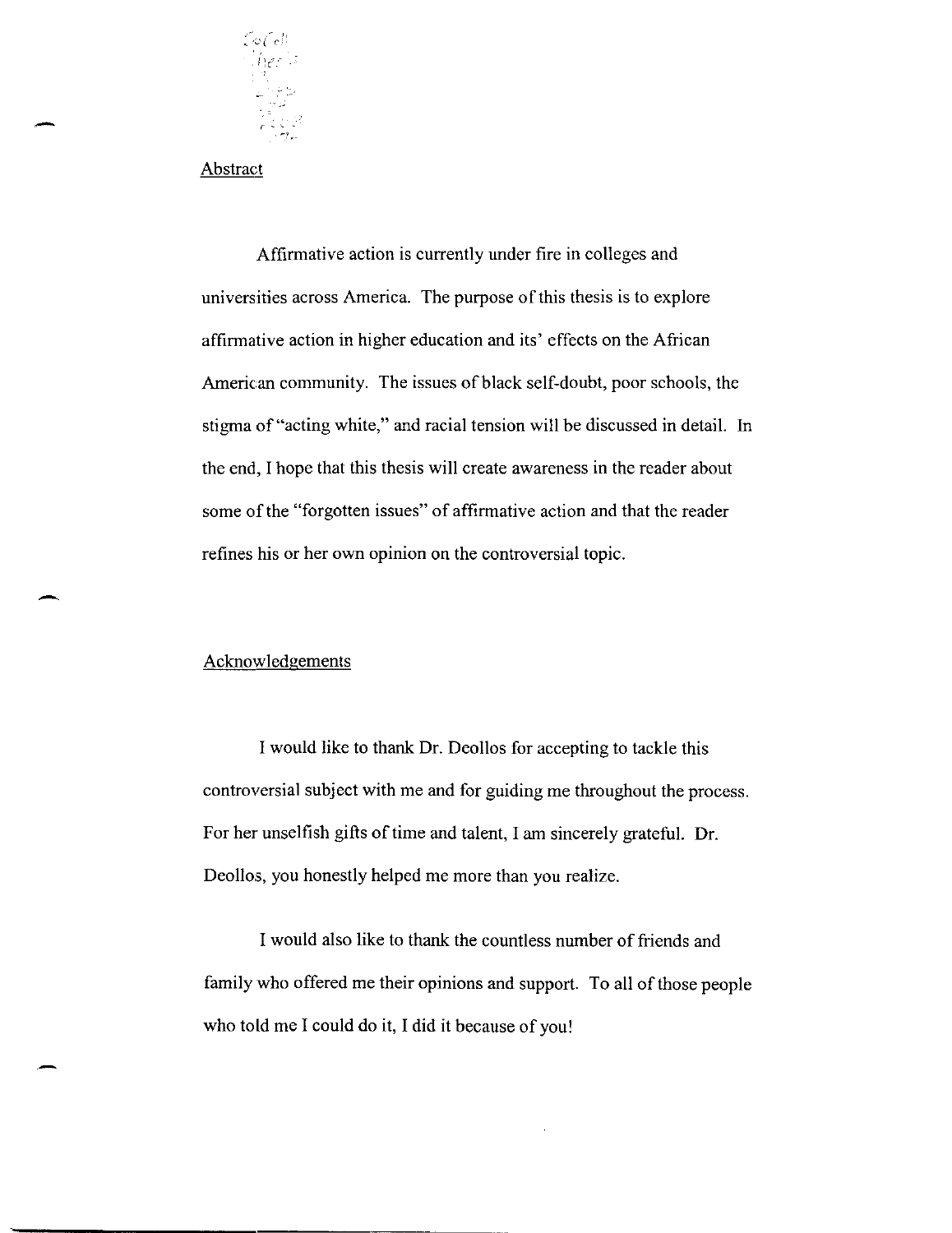## Abstract

Affirmative action is currently under fire in colleges and universities across America. The purpose of this thesis is to explore affirmative action in higher education and its' effects on the African American community. The issues of black self-doubt, poor schools, the stigma of "acting white," and racial tension will be discussed in detail. In the end, I hope that this thesis will create awareness in the reader about some of the "forgotten issues" of affirmative action and that the reader refines his or her own opinion on the controversial topic.

## Acknowledgements

I would like to thank Dr. Deollos for accepting to tackle this controversial subject with me and for guiding me throughout the process. For her unselfish gifts of time and talent, I am sincerely grateful. Dr. Deollos, you honestly helped me more than you realize.

I would also like to thank the countless number of friends and family who offered me their opinions and support. To all of those people who told me I could do it, I did it because of you!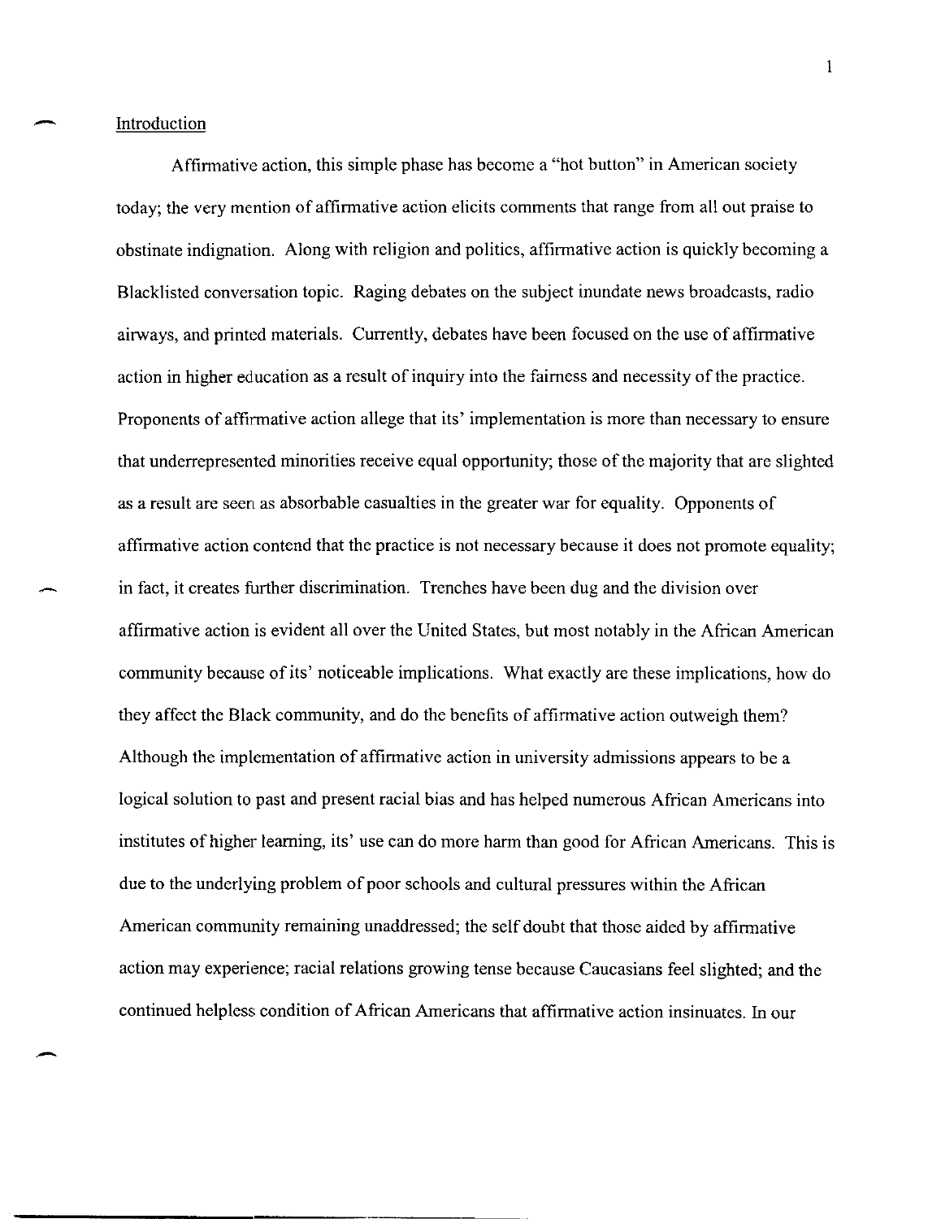## Introduction

Affirmative action, this simple phase has become a "hot button" in American society today; the very mention of affirmative action elicits comments that range from all out praise to obstinate indignation. Along with religion and politics, affirmative action is quickly becoming a Blacklisted conversation topic. Raging debates on the subject inundate news broadcasts, radio airways, and printed materials. Currently, debates have been focused on the use of affirmative action in higher education as a result of inquiry into the fairness and necessity of the practice. Proponents of affirmative action allege that its' implementation is more than necessary to ensure that underrepresented minorities receive equal opportunity; those of the majority that are slighted as a result are seen as absorbable casualties in the greater war for equality. Opponents of affirmative action contend that the practice is not necessary because it does not promote equality; in fact, it creates further discrimination. Trenches have been dug and the division over affirmative action is evident all over the United States, but most notably in the African American community because of its' noticeable implications. What exactly are these implications, how do they affect the Black community, and do the benefits of affirmative action outweigh them? Although the implementation of affirmative action in university admissions appears to be a logical solution to past and present racial bias and has helped numerous African Americans into institutes of higher learning, its' use can do more harm than good for African Americans. This is due to the underlying problem of poor schools and cultural pressures within the African American community remaining unaddressed; the self doubt that those aided by affirmative action may experience; racial relations growing tense because Caucasians feel slighted; and the continued helpless condition of African Americans that affirmative action insinuates. In our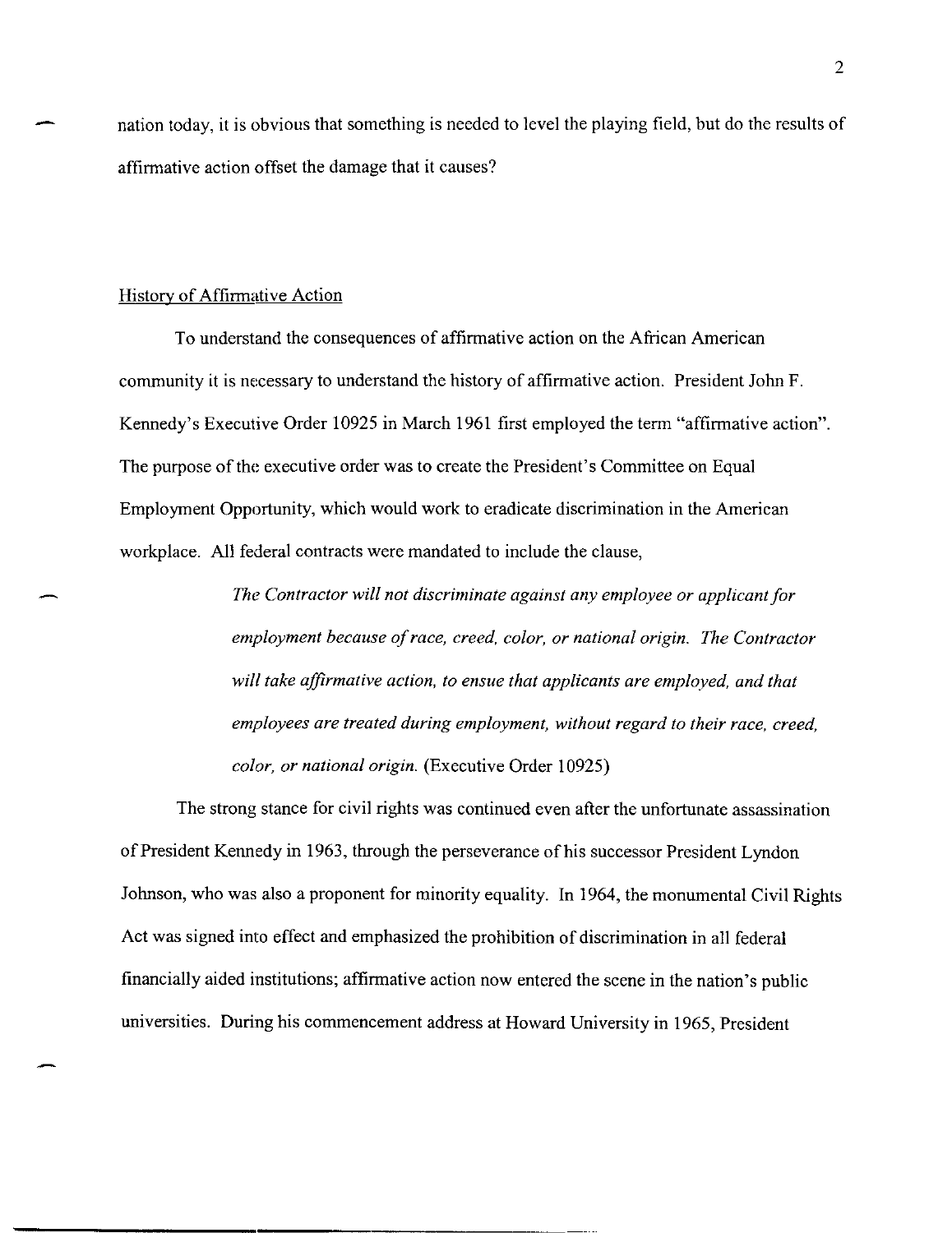nation today, it is obvious that something is needed to level the playing field, but do the results of affirmative action offset the damage that it causes?

## History of Affirmative Action

To understand the consequences of affirmative action on the African American community it is necessary to understand the history of affirmative action. President John F. Kennedy's Executive Order 10925 in March 1961 first employed the term "affirmative action". The purpose of the executive order was to create the President's Committee on Equal Employment Opportunity, which would work to eradicate discrimination in the American workplace. All federal contracts were mandated to include the clause,

> *The Contractor will not discriminate against any employee or applicant for employment because of race, creed, color, or national origin. The Contractor will take affirmative action, to ensue that applicants are employed, and that employees are treated during employment, without regard to their race, creed, color, or national origin.* (Executive Order 10925)

The strong stance for civil rights was continued even after the unfortunate assassination of President Kennedy in 1963, through the perseverance of his successor President Lyndon Johnson, who was also a proponent for minority equality. In 1964, the monumental Civil Rights Act was signed into effect and emphasized the prohibition of discrimination in all federal financially aided institutions; affirmative action now entered the scene in the nation's public universities. During his commencement address at Howard University in 1965, President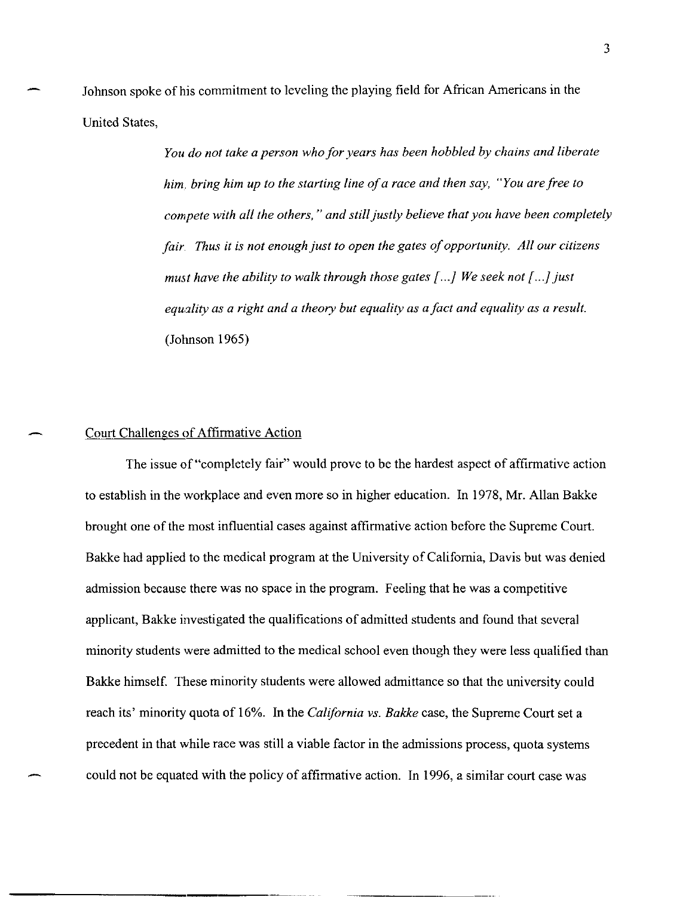Johnson spoke of his commitment to leveling the playing field for African Americans in the United States,

> *You do not take a person who for years has been hobbled by chains and liberate him, bring him up to the starting line of a race and then say, "You are free to compete with all the others," and still justly believe that you have been completely fair. Thus it is not enough just to open the gates of opportunity. All our citizens must have the ability to walk through those gates [...] We seek not [...] just equality as a right and a theory but equality as a fact and equality as a result.* (Johnson 1965)

## Court Challenges of Affirmative Action

The issue of "completely fair" would prove to be the hardest aspect of affirmative action to establish in the workplace and even more so in higher education. In 1978, Mr. Allan Bakke brought one of the most influential cases against affirmative action before the Supreme Court. Bakke had applied to the medical program at the University of California, Davis but was denied admission because there was no space in the program. Feeling that he was a competitive applicant, Bakke investigated the qualifications of admitted students and found that several minority students were admitted to the medical school even though they were less qualified than Bakke himself. These minority students were allowed admittance so that the university could reach its' minority quota of 16%. In the *California vs. Bakke* case, the Supreme Court set a precedent in that while race was still a viable factor in the admissions process, quota systems could not be equated with the policy of affirmative action. In 1996, a similar court case was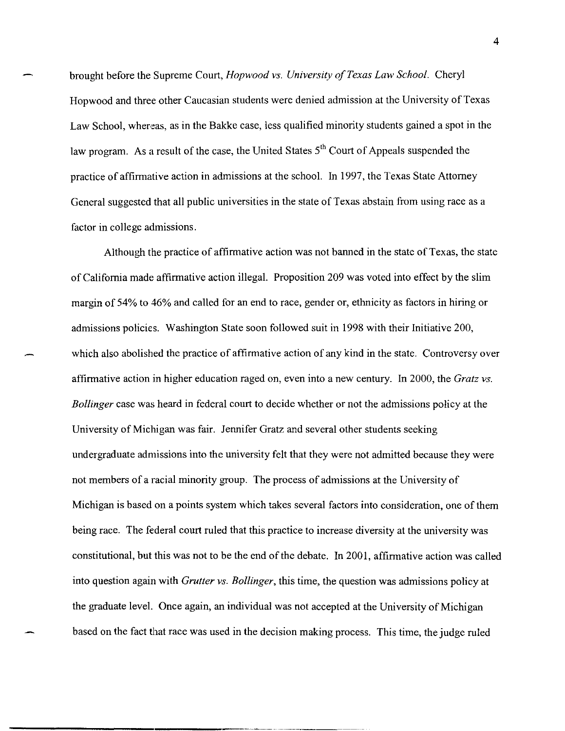brought before the Supreme Court, *Hopwood vs. University of Texas Law School.* Cheryl Hopwood and three other Caucasian students were denied admission at the University of Texas Law School, whereas, as in the Bakke case, less qualified minority students gained a spot in the law program. As a result of the case, the United States 5th Court of Appeals suspended the practice of affirmative action in admissions at the school. In 1997, the Texas State Attorney General suggested that all public universities in the state of Texas abstain from using race as a factor in college admissions.

Although the practice of affirmative action was not banned in the state of Texas, the state of California made affirmative action illegal. Proposition 209 was voted into effect by the slim margin of 54% to 46% and called for an end to race, gender or, ethnicity as factors in hiring or admissions policies. Washington State soon followed suit in 1998 with their Initiative 200, which also abolished the practice of affirmative action of any kind in the state. Controversy over affirmative action in higher education raged on, even into a new century. In 2000, the *Gratz vs. Bollinger* case was heard in federal court to decide whether or not the admissions policy at the University of Michigan was fair. Jennifer Gratz and several other students seeking undergraduate admissions into the university felt that they were not admitted because they were not members of a racial minority group. The process of admissions at the University of Michigan is based on a points system which takes several factors into consideration, one of them being race. The federal court ruled that this practice to increase diversity at the university was constitutional, but this was not to be the end of the debate. In 2001, affirmative action was called into question again with *Grutter vs. Bollinger*, this time, the question was admissions policy at the graduate level. Once again, an individual was not accepted at the University of Michigan based on the fact that race was used in the decision making process. This time, the judge ruled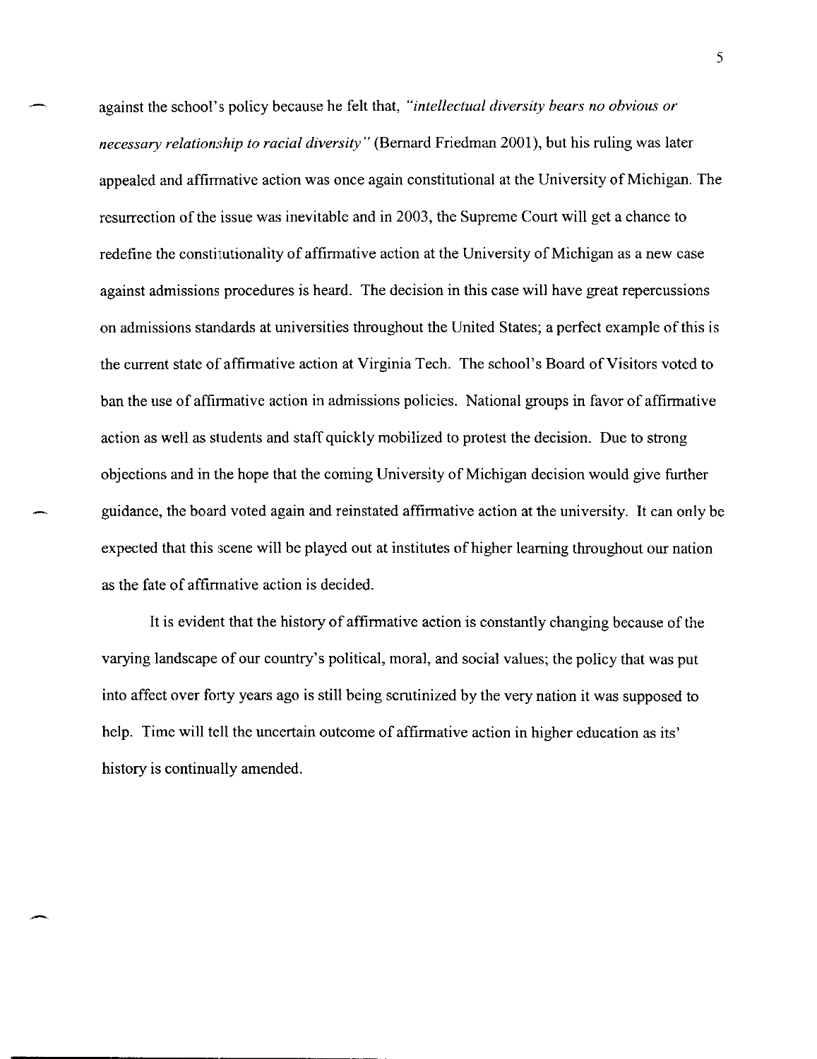against the school's policy because he felt that, *"intellectual diversity bears no obvious or necessary relationship to racial diversity"* (Bernard Friedman 2001), but his ruling was later appealed and affirmative action was once again constitutional at the University of Michigan. The resurrection of the issue was inevitable and in 2003, the Supreme Court will get a chance to redefine the constitutionality of affirmative action at the University of Michigan as a new case against admissions procedures is heard. The decision in this case will have great repercussions on admissions standards at universities throughout the United States; a perfect example of this is the current state of affirmative action at Virginia Tech. The school's Board of Visitors voted to ban the use of affirmative action in admissions policies. National groups in favor of affirmative action as well as students and staff quickly mobilized to protest the decision. Due to strong objections and in the hope that the coming University of Michigan decision would give further guidance, the board voted again and reinstated affirmative action at the university. It can only be expected that this scene will be played out at institutes of higher learning throughout our nation as the fate of affirmative action is decided.

It is evident that the history of affirmative action is constantly changing because of the varying landscape of our country's political, moral, and social values; the policy that was put into affect over forty years ago is still being scrutinized by the very nation it was supposed to help. Time will tell the uncertain outcome of affirmative action in higher education as its' history is continually amended.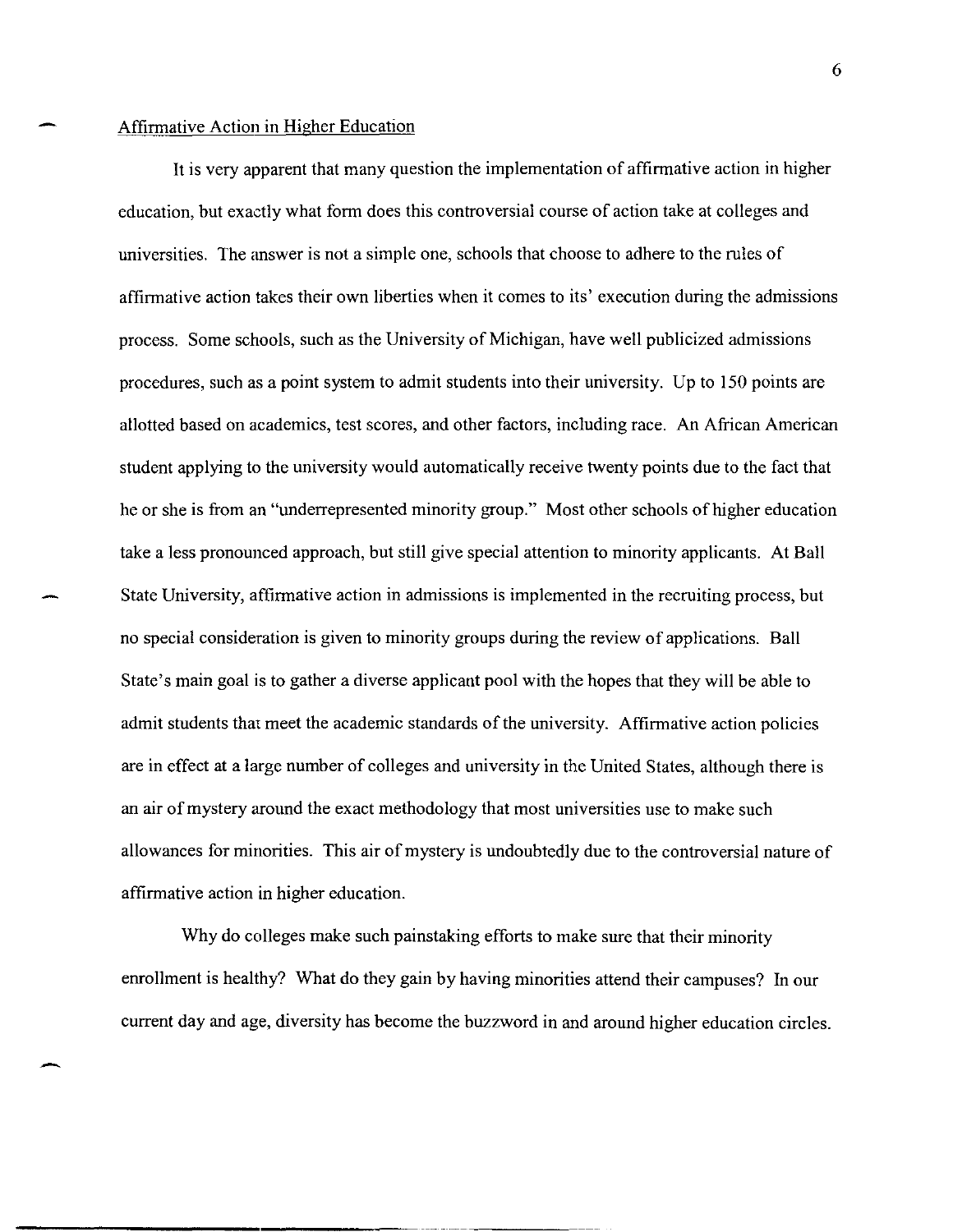## Affirmative Action in Higher Education

It is very apparent that many question the implementation of affirmative action in higher education, but exactly what form does this controversial course of action take at colleges and universities. The answer is not a simple one, schools that choose to adhere to the rules of affirmative action takes their own liberties when it comes to its' execution during the admissions process. Some schools, such as the University of Michigan, have well publicized admissions procedures, such as a point system to admit students into their university. Up to 150 points are allotted based on academics, test scores, and other factors, including race. An African American student applying to the university would automatically receive twenty points due to the fact that he or she is from an "underrepresented minority group." Most other schools of higher education take a less pronounced approach, but still give special attention to minority applicants. At Ball State University, affirmative action in admissions is implemented in the recruiting process, but no special consideration is given to minority groups during the review of applications. Ball State's main goal is to gather a diverse applicant pool with the hopes that they will be able to admit students that meet the academic standards of the university. Affirmative action policies are in effect at a large number of colleges and university in the United States, although there is an air of mystery around the exact methodology that most universities use to make such allowances for minorities. This air of mystery is undoubtedly due to the controversial nature of affirmative action in higher education.

Why do colleges make such painstaking efforts to make sure that their minority enrollment is healthy? What do they gain by having minorities attend their campuses? In our current day and age, diversity has become the buzzword in and around higher education circles.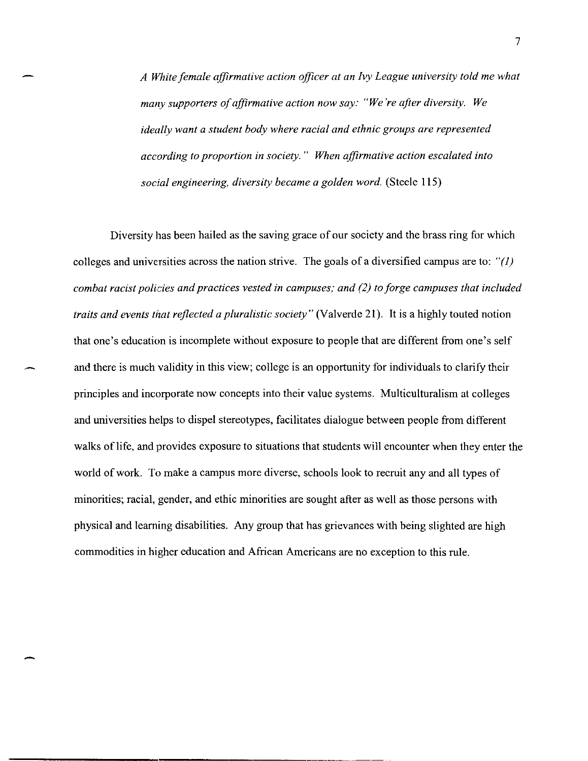> *A White female affirmative action officer at an Ivy League university told me what many supporters of affirmative action now say: "We're after diversity. We ideally want a student body where racial and ethnic groups are represented according to proportion in society." When affirmative action escalated into social engineering, diversity became a golden word.* (Steele 115)

Diversity has been hailed as the saving grace of our society and the brass ring for which colleges and universities across the nation strive. The goals of a diversified campus are to: *"(1) combat racist policies and practices vested in campuses; and (2) to forge campuses that included traits and events that reflected a pluralistic society"* (Valverde 21). It is a highly touted notion that one's education is incomplete without exposure to people that are different from one's self and there is much validity in this view; college is an opportunity for individuals to clarify their principles and incorporate now concepts into their value systems. Multiculturalism at colleges and universities helps to dispel stereotypes, facilitates dialogue between people from different walks of life, and provides exposure to situations that students will encounter when they enter the world of work. To make a campus more diverse, schools look to recruit any and all types of minorities; racial, gender, and ethic minorities are sought after as well as those persons with physical and learning disabilities. Any group that has grievances with being slighted are high commodities in higher education and African Americans are no exception to this rule.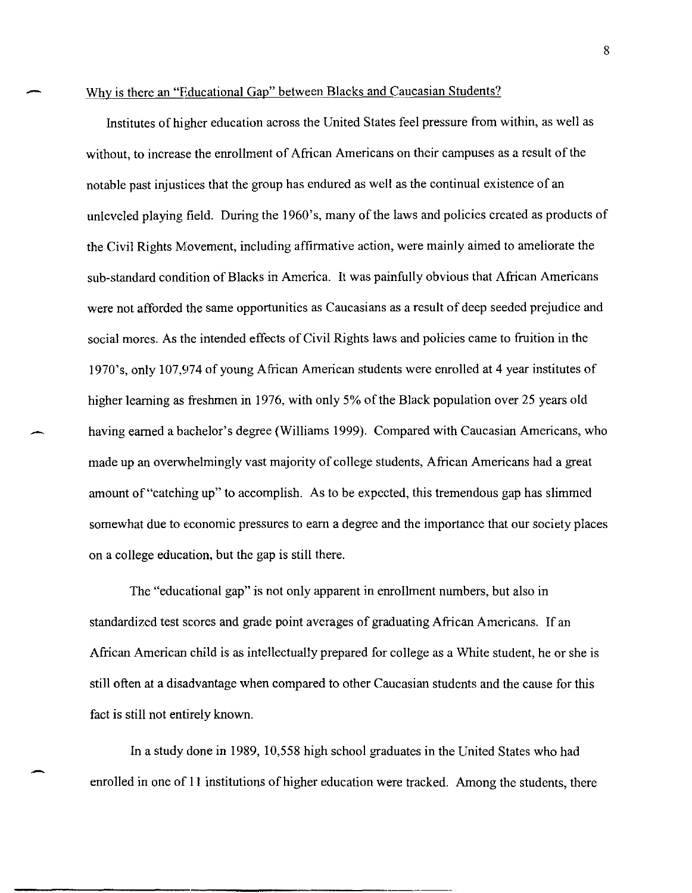Why is there an "Educational Gap" between Blacks and Caucasian Students?

Institutes of higher education across the United States feel pressure from within, as well as without, to increase the enrollment of African Americans on their campuses as a result of the notable past injustices that the group has endured as well as the continual existence of an unleveled playing field. During the 1960's, many of the laws and policies created as products of the Civil Rights Movement, including affirmative action, were mainly aimed to ameliorate the sub-standard condition of Blacks in America. It was painfully obvious that African Americans were not afforded the same opportunities as Caucasians as a result of deep seeded prejudice and social mores. As the intended effects of Civil Rights laws and policies came to fruition in the 1970's, only 107,974 of young African American students were enrolled at 4 year institutes of higher learning as freshmen in 1976, with only 5% of the Black population over 25 years old having earned a bachelor's degree (Williams 1999). Compared with Caucasian Americans, who made up an overwhelmingly vast majority of college students, African Americans had a great amount of "catching up" to accomplish. As to be expected, this tremendous gap has slimmed somewhat due to economic pressures to earn a degree and the importance that our society places on a college education, but the gap is still there.

The "educational gap" is not only apparent in enrollment numbers, but also in standardized test scores and grade point averages of graduating African Americans. If an African American child is as intellectually prepared for college as a White student, he or she is still often at a disadvantage when compared to other Caucasian students and the cause for this fact is still not entirely known.

In a study done in 1989, 10,558 high school graduates in the United States who had enrolled in one of 11 institutions of higher education were tracked. Among the students, there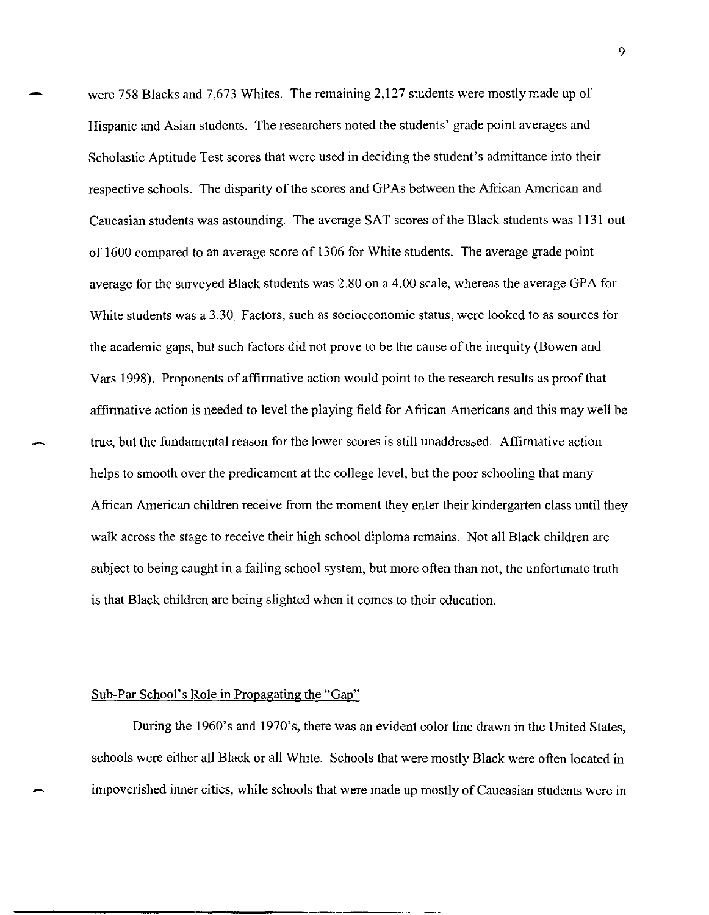were 758 Blacks and 7,673 Whites. The remaining 2,127 students were mostly made up of Hispanic and Asian students. The researchers noted the students' grade point averages and Scholastic Aptitude Test scores that were used in deciding the student's admittance into their respective schools. The disparity of the scores and GPAs between the African American and Caucasian students was astounding. The average SAT scores of the Black students was 1131 out of 1600 compared to an average score of 1306 for White students. The average grade point average for the surveyed Black students was 2.80 on a 4.00 scale, whereas the average GPA for White students was a 3.30. Factors, such as socioeconomic status, were looked to as sources for the academic gaps, but such factors did not prove to be the cause of the inequity (Bowen and Vars 1998). Proponents of affirmative action would point to the research results as proof that affirmative action is needed to level the playing field for African Americans and this may well be true, but the fundamental reason for the lower scores is still unaddressed. Affirmative action helps to smooth over the predicament at the college level, but the poor schooling that many African American children receive from the moment they enter their kindergarten class until they walk across the stage to receive their high school diploma remains. Not all Black children are subject to being caught in a failing school system, but more often than not, the unfortunate truth is that Black children are being slighted when it comes to their education.

## Sub-Par School's Role in Propagating the "Gap"

During the 1960's and 1970's, there was an evident color line drawn in the United States, schools were either all Black or all White. Schools that were mostly Black were often located in impoverished inner cities, while schools that were made up mostly of Caucasian students were in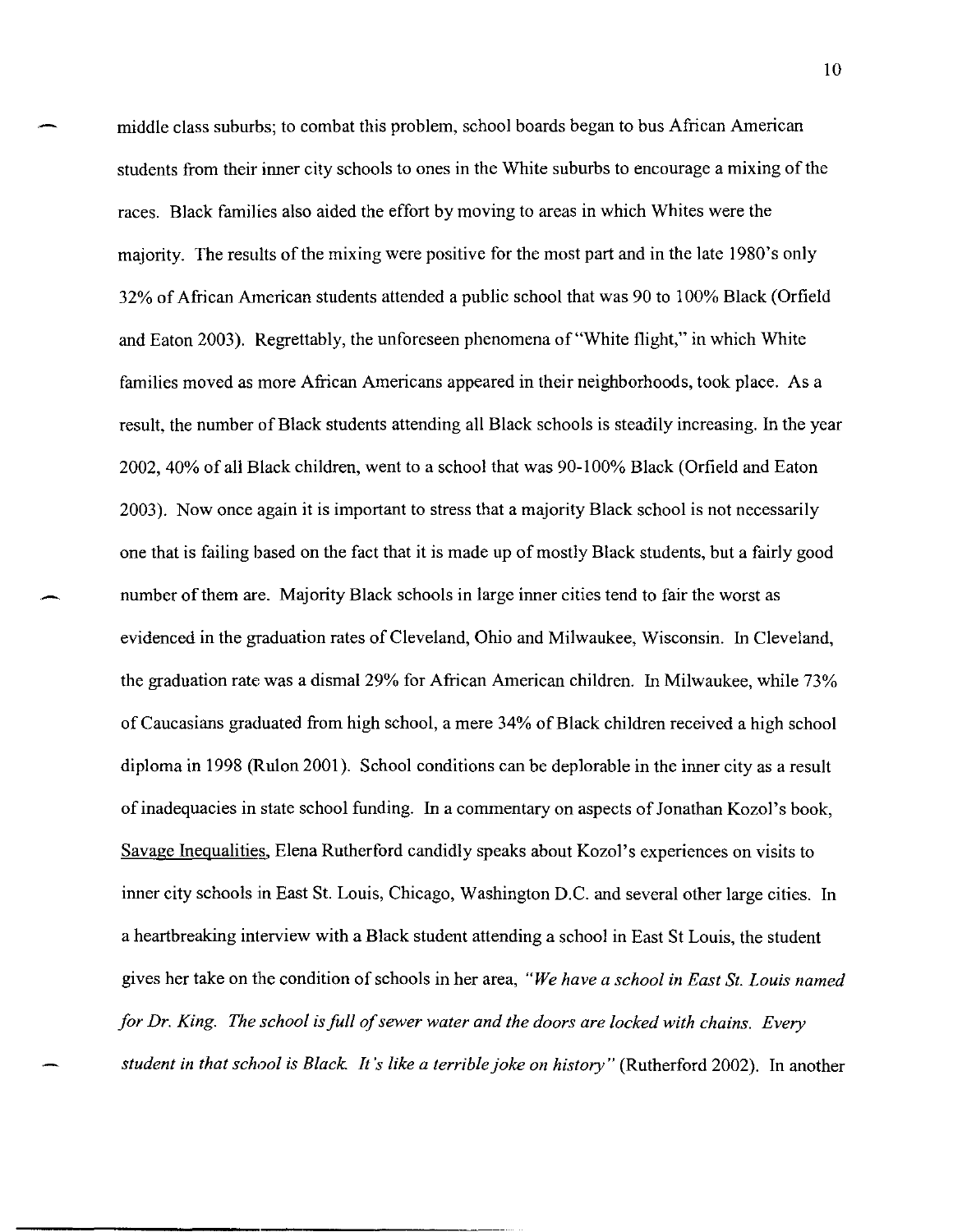middle class suburbs; to combat this problem, school boards began to bus African American students from their inner city schools to ones in the White suburbs to encourage a mixing of the races. Black families also aided the effort by moving to areas in which Whites were the majority. The results of the mixing were positive for the most part and in the late 1980's only 32% of African American students attended a public school that was 90 to 100% Black (Orfield and Eaton 2003). Regrettably, the unforeseen phenomena of "White flight," in which White families moved as more African Americans appeared in their neighborhoods, took place. As a result, the number of Black students attending all Black schools is steadily increasing. In the year 2002, 40% of all Black children, went to a school that was 90-100% Black (Orfield and Eaton 2003). Now once again it is important to stress that a majority Black school is not necessarily one that is failing based on the fact that it is made up of mostly Black students, but a fairly good number of them are. Majority Black schools in large inner cities tend to fair the worst as evidenced in the graduation rates of Cleveland, Ohio and Milwaukee, Wisconsin. In Cleveland, the graduation rate was a dismal 29% for African American children. In Milwaukee, while 73% of Caucasians graduated from high school, a mere 34% of Black children received a high school diploma in 1998 (Rulon 2001). School conditions can be deplorable in the inner city as a result of inadequacies in state school funding. In a commentary on aspects of Jonathan Kozol's book, Savage Inequalities, Elena Rutherford candidly speaks about Kozol's experiences on visits to inner city schools in East St. Louis, Chicago, Washington D.C. and several other large cities. In a heartbreaking interview with a Black student attending a school in East St Louis, the student gives her take on the condition of schools in her area, *"We have a school in East St. Louis named for Dr. King. The school is full of sewer water and the doors are locked with chains. Every student in that school is Black. It's like a terrible joke on history"* (Rutherford 2002). In another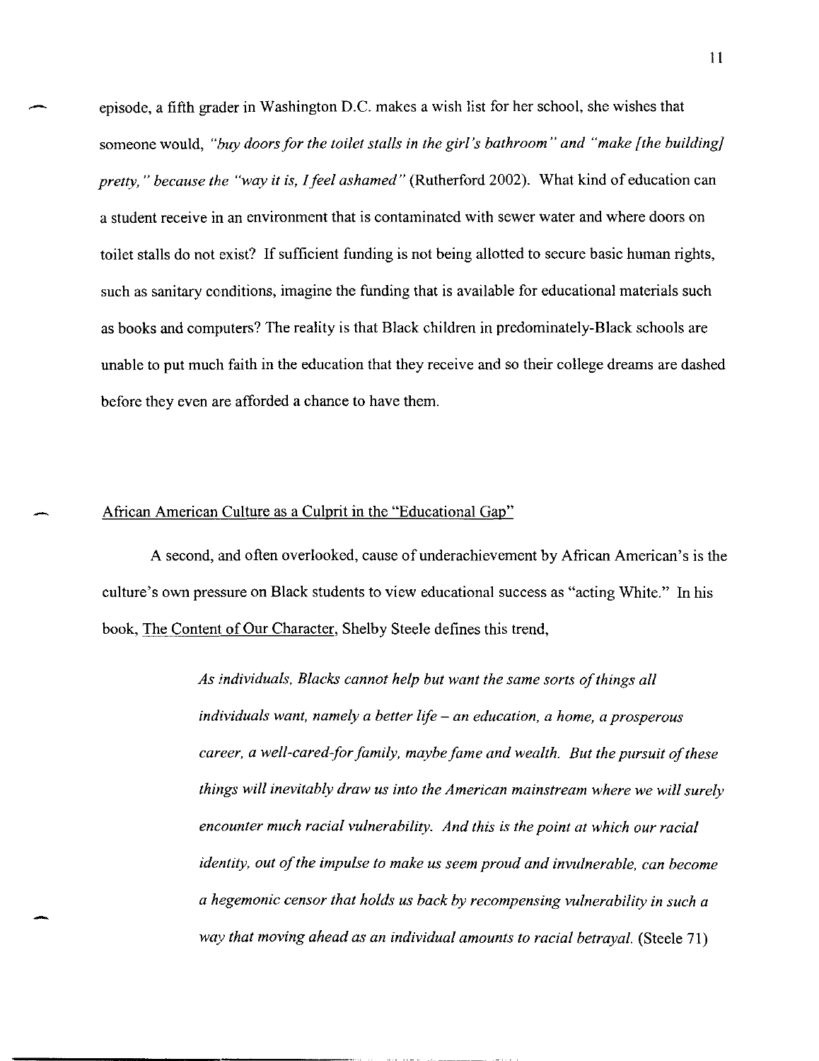episode, a fifth grader in Washington D.C. makes a wish list for her school, she wishes that someone would, *"buy doors for the toilet stalls in the girl's bathroom" and "make [the building] pretty," because the "way it is, I feel ashamed"* (Rutherford 2002). What kind of education can a student receive in an environment that is contaminated with sewer water and where doors on toilet stalls do not exist? If sufficient funding is not being allotted to secure basic human rights, such as sanitary conditions, imagine the funding that is available for educational materials such as books and computers? The reality is that Black children in predominately-Black schools are unable to put much faith in the education that they receive and so their college dreams are dashed before they even are afforded a chance to have them.

## <u>African American Culture as a Culprit in the "Educational Gap"</u>

A second, and often overlooked, cause of underachievement by African American's is the culture's own pressure on Black students to view educational success as "acting White." In his book, <u>The Content of Our Character</u>, Shelby Steele defines this trend,

> *As individuals, Blacks cannot help but want the same sorts of things all individuals want, namely a better life – an education, a home, a prosperous career, a well-cared-for family, maybe fame and wealth. But the pursuit of these things will inevitably draw us into the American mainstream where we will surely encounter much racial vulnerability. And this is the point at which our racial identity, out of the impulse to make us seem proud and invulnerable, can become a hegemonic censor that holds us back by recompensing vulnerability in such a way that moving ahead as an individual amounts to racial betrayal.* (Steele 71)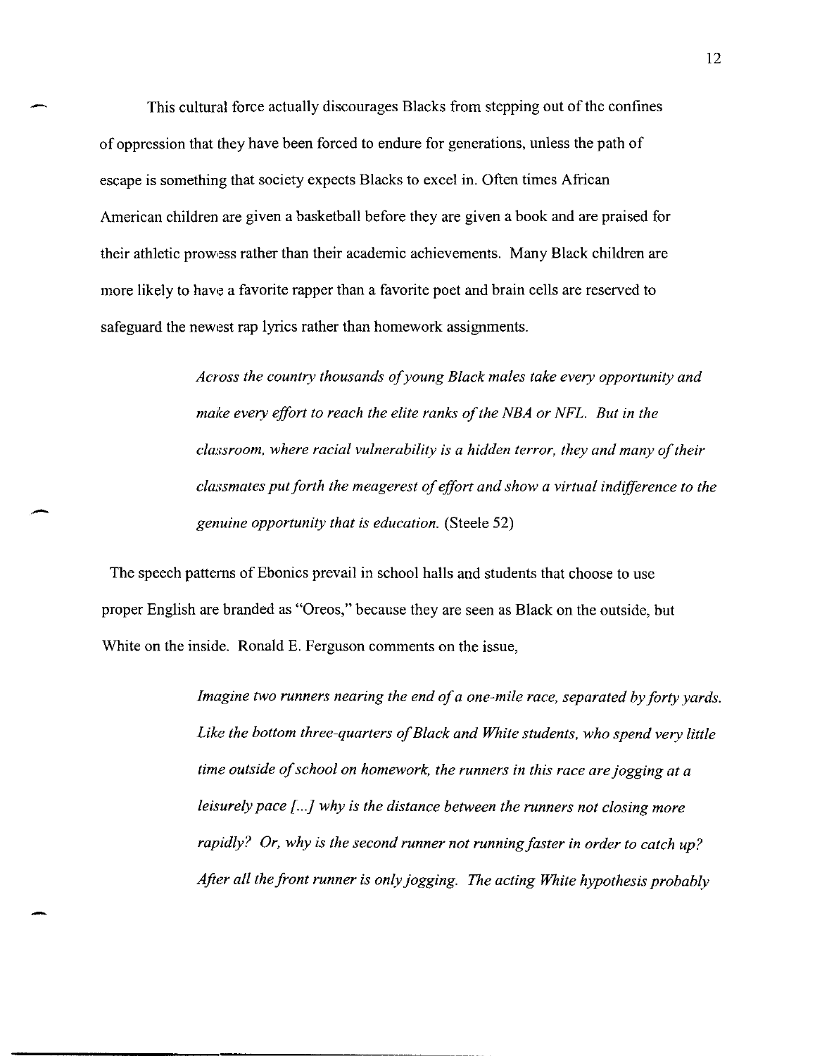This cultural force actually discourages Blacks from stepping out of the confines of oppression that they have been forced to endure for generations, unless the path of escape is something that society expects Blacks to excel in. Often times African American children are given a basketball before they are given a book and are praised for their athletic prowess rather than their academic achievements. Many Black children are more likely to have a favorite rapper than a favorite poet and brain cells are reserved to safeguard the newest rap lyrics rather than homework assignments.

> *Across the country thousands of young Black males take every opportunity and make every effort to reach the elite ranks of the NBA or NFL. But in the classroom, where racial vulnerability is a hidden terror, they and many of their classmates put forth the meagerest of effort and show a virtual indifference to the genuine opportunity that is education.* (Steele 52)

The speech patterns of Ebonics prevail in school halls and students that choose to use proper English are branded as "Oreos," because they are seen as Black on the outside, but White on the inside. Ronald E. Ferguson comments on the issue,

> *Imagine two runners nearing the end of a one-mile race, separated by forty yards. Like the bottom three-quarters of Black and White students, who spend very little time outside of school on homework, the runners in this race are jogging at a leisurely pace [...] why is the distance between the runners not closing more rapidly? Or, why is the second runner not running faster in order to catch up? After all the front runner is only jogging. The acting White hypothesis probably*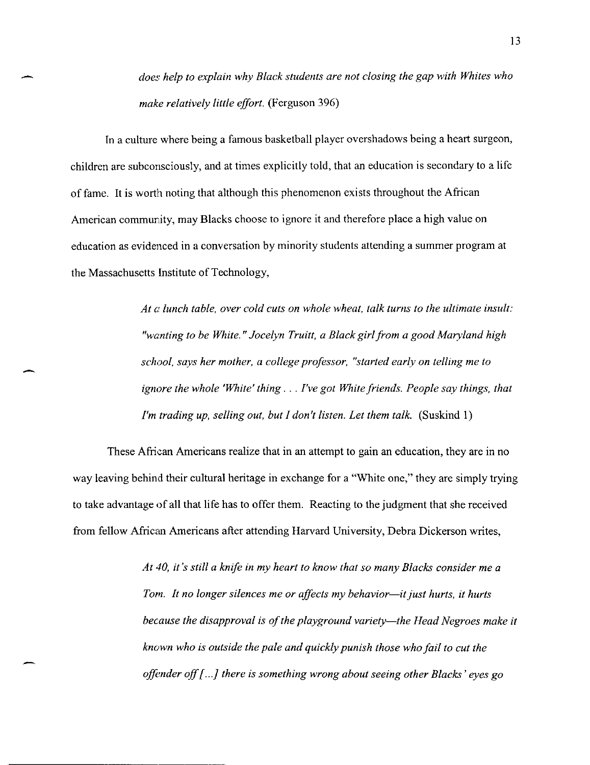> *does help to explain why Black students are not closing the gap with Whites who make relatively little effort.* (Ferguson 396)

In a culture where being a famous basketball player overshadows being a heart surgeon, children are subconsciously, and at times explicitly told, that an education is secondary to a life of fame. It is worth noting that although this phenomenon exists throughout the African American community, may Blacks choose to ignore it and therefore place a high value on education as evidenced in a conversation by minority students attending a summer program at the Massachusetts Institute of Technology,

> *At a lunch table, over cold cuts on whole wheat, talk turns to the ultimate insult: "wanting to be White." Jocelyn Truitt, a Black girl from a good Maryland high school, says her mother, a college professor, "started early on telling me to ignore the whole 'White' thing . . . I've got White friends. People say things, that I'm trading up, selling out, but I don't listen. Let them talk.* (Suskind 1)

These African Americans realize that in an attempt to gain an education, they are in no way leaving behind their cultural heritage in exchange for a "White one," they are simply trying to take advantage of all that life has to offer them. Reacting to the judgment that she received from fellow African Americans after attending Harvard University, Debra Dickerson writes,

> *At 40, it's still a knife in my heart to know that so many Blacks consider me a Tom. It no longer silences me or affects my behavior—it just hurts, it hurts because the disapproval is of the playground variety—the Head Negroes make it known who is outside the pale and quickly punish those who fail to cut the offender off [...] there is something wrong about seeing other Blacks' eyes go*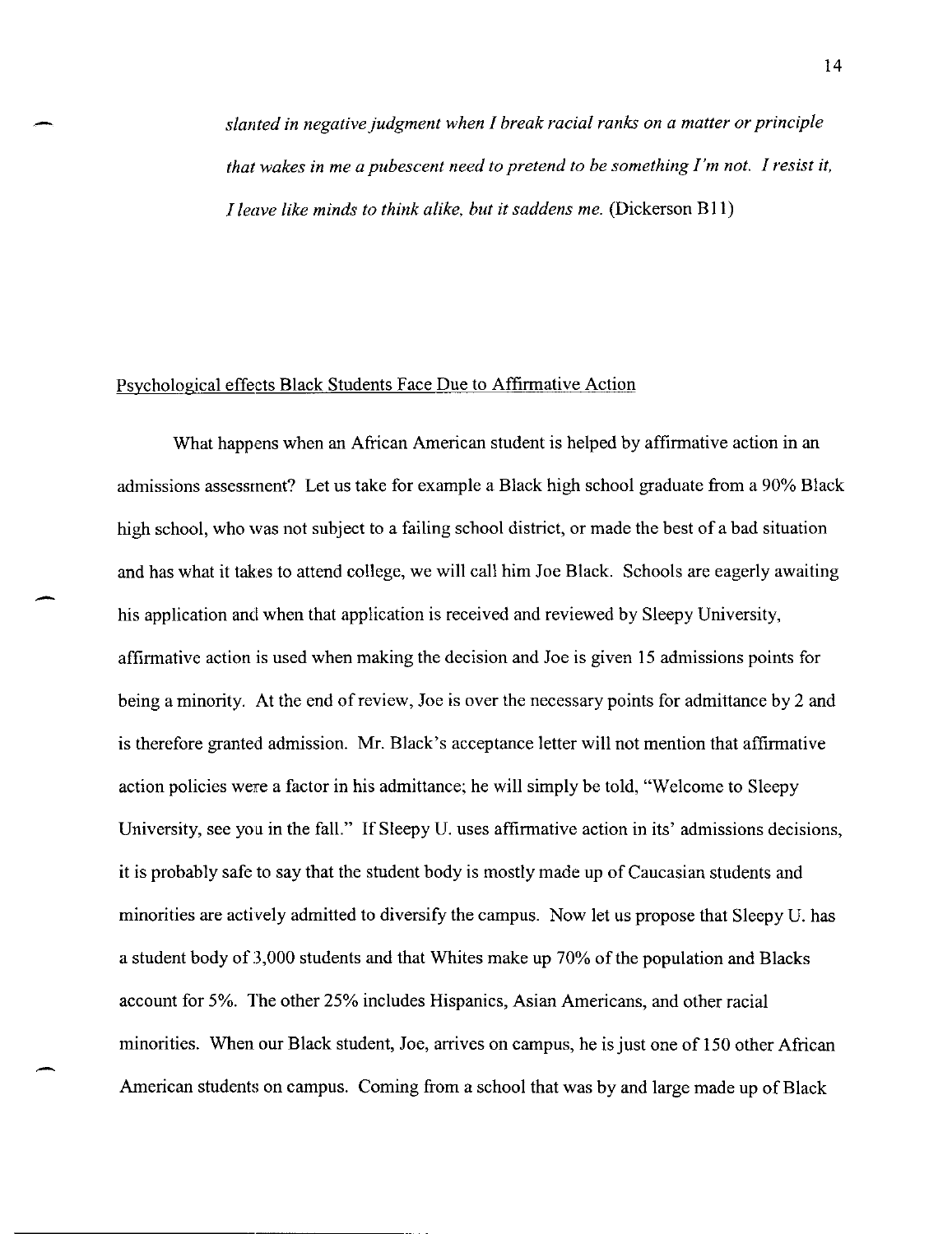*slanted in negative judgment when I break racial ranks on a matter or principle that wakes in me a pubescent need to pretend to be something I'm not. I resist it, I leave like minds to think alike, but it saddens me.* (Dickerson B11)

## Psychological effects Black Students Face Due to Affirmative Action

What happens when an African American student is helped by affirmative action in an admissions assessment? Let us take for example a Black high school graduate from a 90% Black high school, who was not subject to a failing school district, or made the best of a bad situation and has what it takes to attend college, we will call him Joe Black. Schools are eagerly awaiting his application and when that application is received and reviewed by Sleepy University, affirmative action is used when making the decision and Joe is given 15 admissions points for being a minority. At the end of review, Joe is over the necessary points for admittance by 2 and is therefore granted admission. Mr. Black's acceptance letter will not mention that affirmative action policies were a factor in his admittance; he will simply be told, "Welcome to Sleepy University, see you in the fall." If Sleepy U. uses affirmative action in its' admissions decisions, it is probably safe to say that the student body is mostly made up of Caucasian students and minorities are actively admitted to diversify the campus. Now let us propose that Sleepy U. has a student body of 3,000 students and that Whites make up 70% of the population and Blacks account for 5%. The other 25% includes Hispanics, Asian Americans, and other racial minorities. When our Black student, Joe, arrives on campus, he is just one of 150 other African American students on campus. Coming from a school that was by and large made up of Black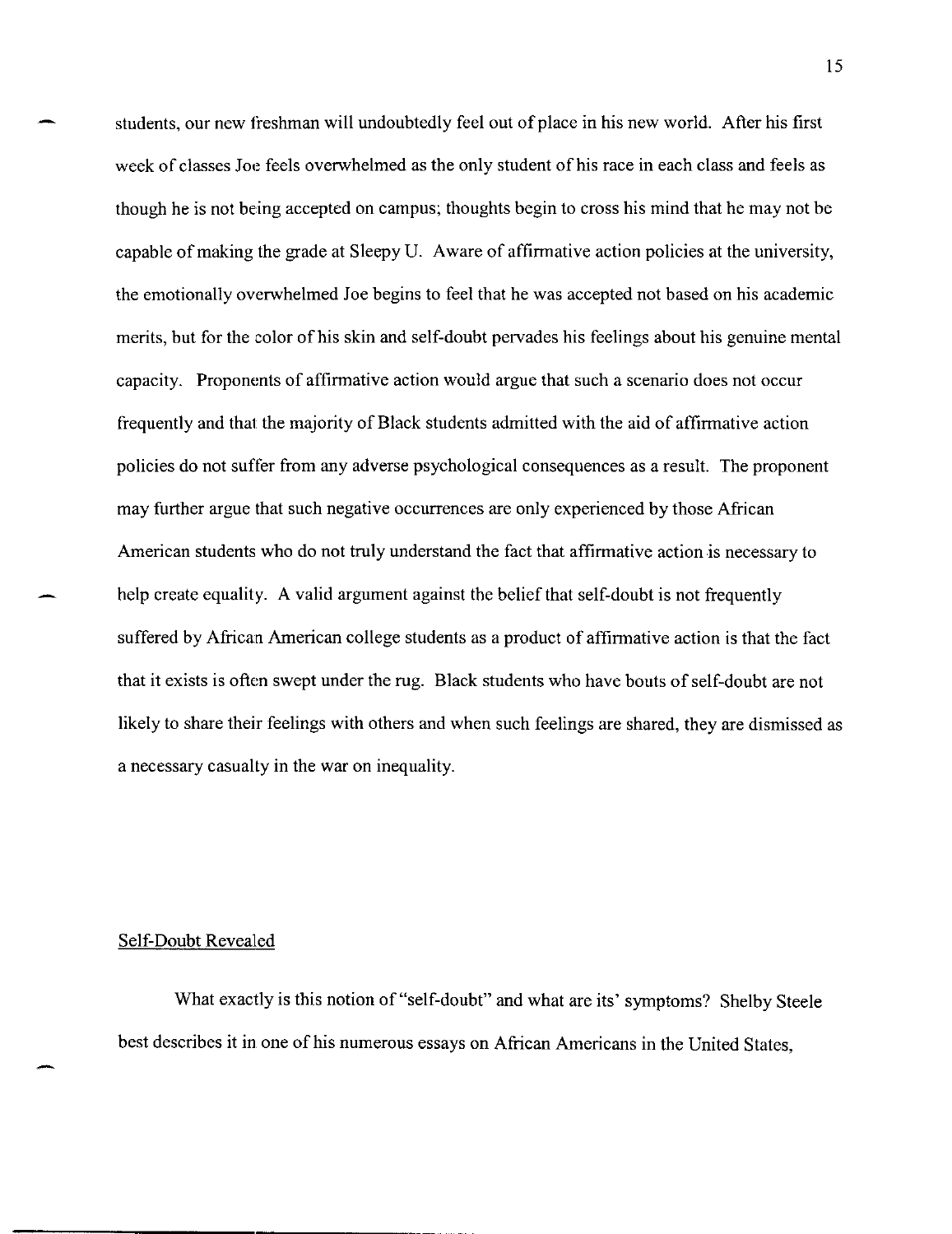students, our new freshman will undoubtedly feel out of place in his new world. After his first week of classes Joe feels overwhelmed as the only student of his race in each class and feels as though he is not being accepted on campus; thoughts begin to cross his mind that he may not be capable of making the grade at Sleepy U. Aware of affirmative action policies at the university, the emotionally overwhelmed Joe begins to feel that he was accepted not based on his academic merits, but for the color of his skin and self-doubt pervades his feelings about his genuine mental capacity. Proponents of affirmative action would argue that such a scenario does not occur frequently and that the majority of Black students admitted with the aid of affirmative action policies do not suffer from any adverse psychological consequences as a result. The proponent may further argue that such negative occurrences are only experienced by those African American students who do not truly understand the fact that affirmative action is necessary to help create equality. A valid argument against the belief that self-doubt is not frequently suffered by African American college students as a product of affirmative action is that the fact that it exists is often swept under the rug. Black students who have bouts of self-doubt are not likely to share their feelings with others and when such feelings are shared, they are dismissed as a necessary casualty in the war on inequality.

## Self-Doubt Revealed

What exactly is this notion of "self-doubt" and what are its' symptoms? Shelby Steele best describes it in one of his numerous essays on African Americans in the United States,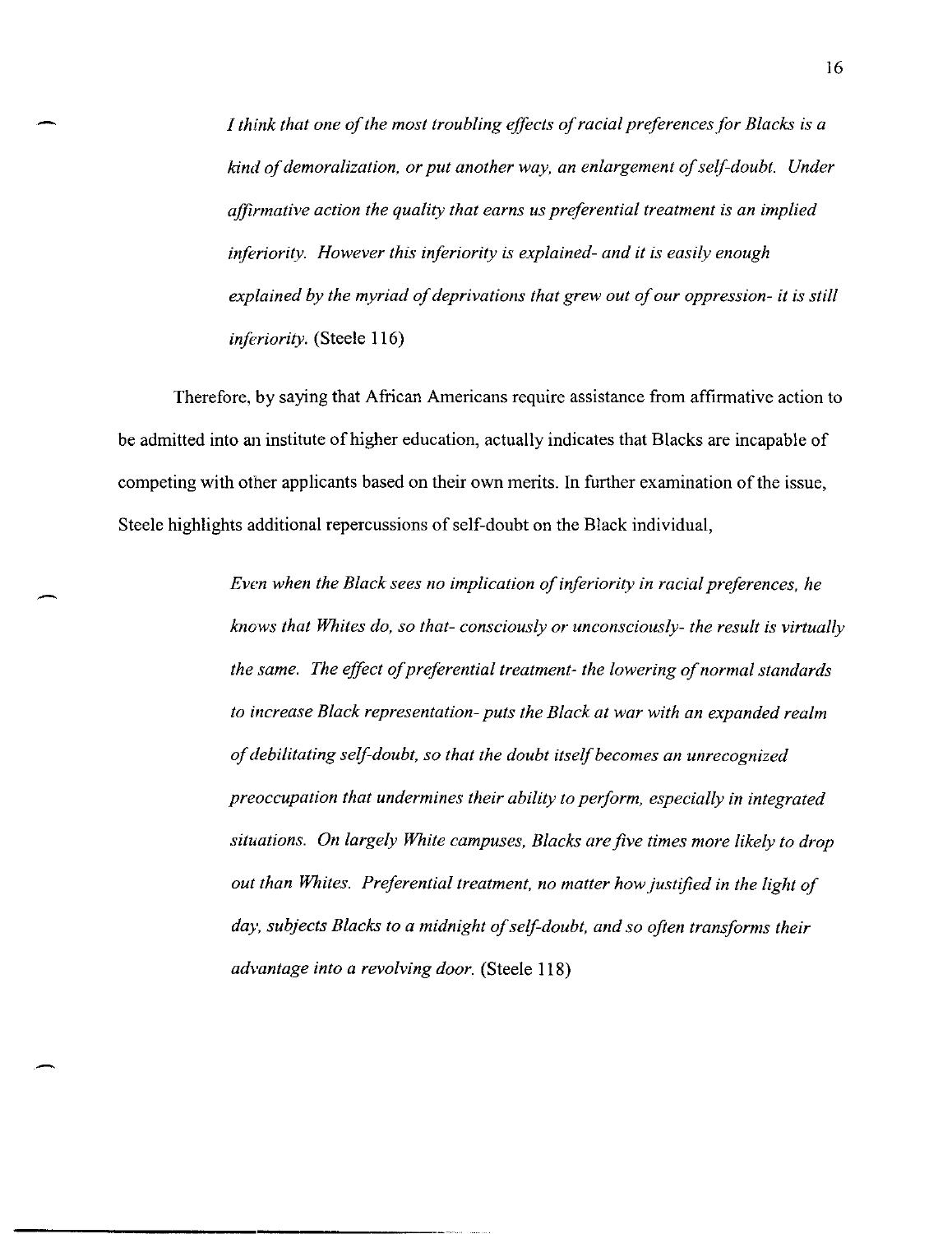> *I think that one of the most troubling effects of racial preferences for Blacks is a kind of demoralization, or put another way, an enlargement of self-doubt. Under affirmative action the quality that earns us preferential treatment is an implied inferiority. However this inferiority is explained- and it is easily enough explained by the myriad of deprivations that grew out of our oppression- it is still inferiority.* (Steele 116)

Therefore, by saying that African Americans require assistance from affirmative action to be admitted into an institute of higher education, actually indicates that Blacks are incapable of competing with other applicants based on their own merits. In further examination of the issue, Steele highlights additional repercussions of self-doubt on the Black individual,

> *Even when the Black sees no implication of inferiority in racial preferences, he knows that Whites do, so that- consciously or unconsciously- the result is virtually the same. The effect of preferential treatment- the lowering of normal standards to increase Black representation- puts the Black at war with an expanded realm of debilitating self-doubt, so that the doubt itself becomes an unrecognized preoccupation that undermines their ability to perform, especially in integrated situations. On largely White campuses, Blacks are five times more likely to drop out than Whites. Preferential treatment, no matter how justified in the light of day, subjects Blacks to a midnight of self-doubt, and so often transforms their advantage into a revolving door.* (Steele 118)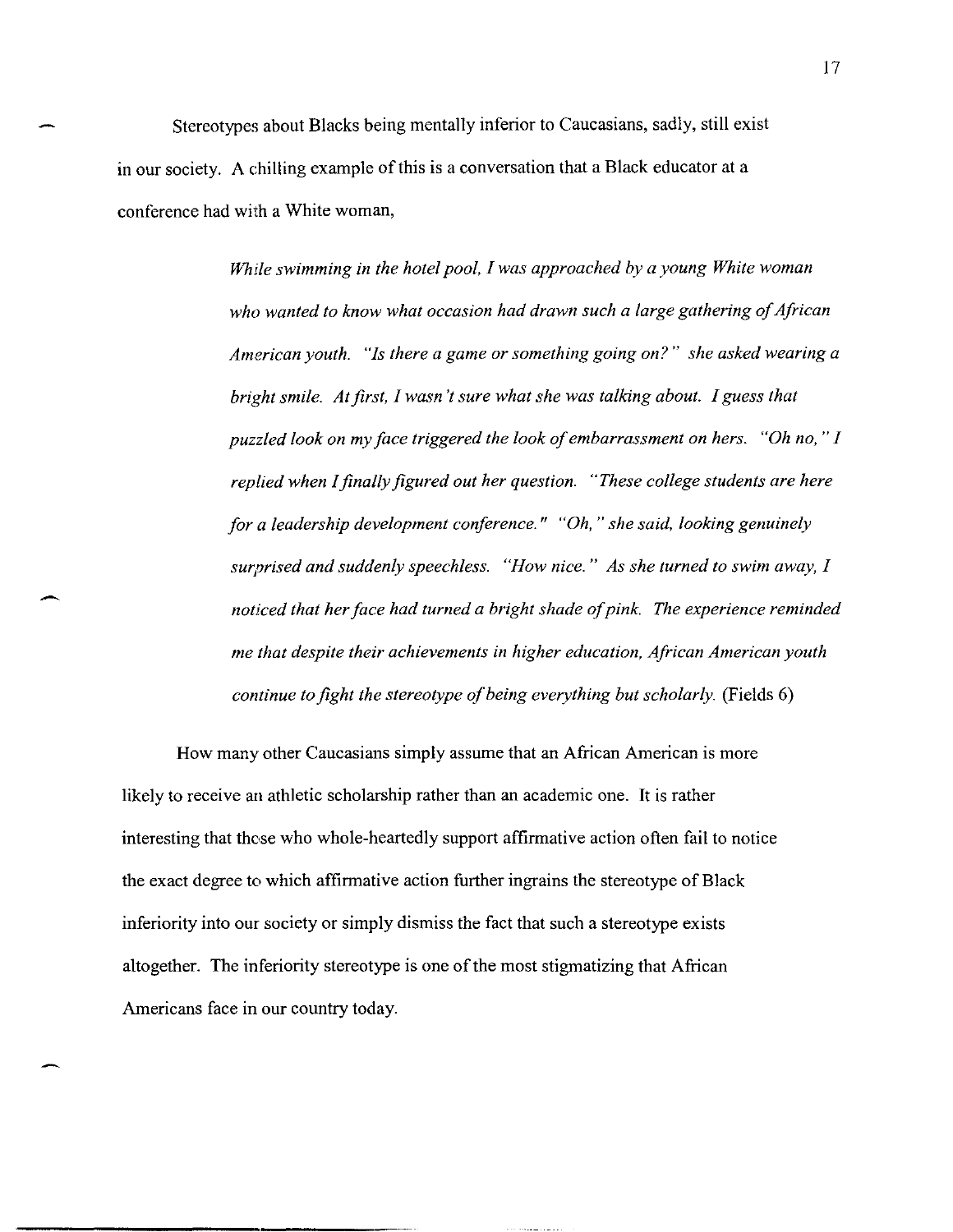Stereotypes about Blacks being mentally inferior to Caucasians, sadly, still exist in our society. A chilling example of this is a conversation that a Black educator at a conference had with a White woman,

> *While swimming in the hotel pool, I was approached by a young White woman who wanted to know what occasion had drawn such a large gathering of African American youth. "Is there a game or something going on?" she asked wearing a bright smile. At first, I wasn't sure what she was talking about. I guess that puzzled look on my face triggered the look of embarrassment on hers. "Oh no," I replied when I finally figured out her question. "These college students are here for a leadership development conference." "Oh," she said, looking genuinely surprised and suddenly speechless. "How nice." As she turned to swim away, I noticed that her face had turned a bright shade of pink. The experience reminded me that despite their achievements in higher education, African American youth continue to fight the stereotype of being everything but scholarly.* (Fields 6)

How many other Caucasians simply assume that an African American is more likely to receive an athletic scholarship rather than an academic one. It is rather interesting that those who whole-heartedly support affirmative action often fail to notice the exact degree to which affirmative action further ingrains the stereotype of Black inferiority into our society or simply dismiss the fact that such a stereotype exists altogether. The inferiority stereotype is one of the most stigmatizing that African Americans face in our country today.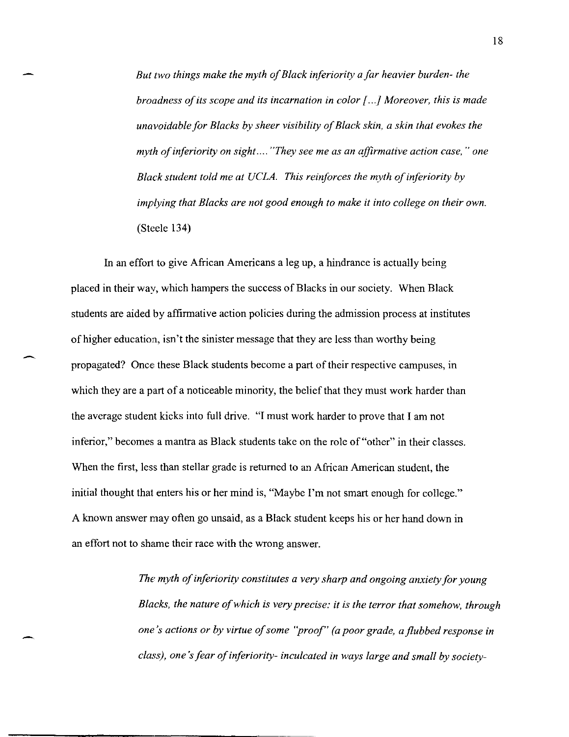> *But two things make the myth of Black inferiority a far heavier burden- the broadness of its scope and its incarnation in color [...] Moreover, this is made unavoidable for Blacks by sheer visibility of Black skin, a skin that evokes the myth of inferiority on sight.... "They see me as an affirmative action case," one Black student told me at UCLA. This reinforces the myth of inferiority by implying that Blacks are not good enough to make it into college on their own.* (Steele 134)

In an effort to give African Americans a leg up, a hindrance is actually being placed in their way, which hampers the success of Blacks in our society. When Black students are aided by affirmative action policies during the admission process at institutes of higher education, isn't the sinister message that they are less than worthy being propagated? Once these Black students become a part of their respective campuses, in which they are a part of a noticeable minority, the belief that they must work harder than the average student kicks into full drive. "I must work harder to prove that I am not inferior," becomes a mantra as Black students take on the role of "other" in their classes. When the first, less than stellar grade is returned to an African American student, the initial thought that enters his or her mind is, "Maybe I'm not smart enough for college." A known answer may often go unsaid, as a Black student keeps his or her hand down in an effort not to shame their race with the wrong answer.

> *The myth of inferiority constitutes a very sharp and ongoing anxiety for young Blacks, the nature of which is very precise: it is the terror that somehow, through one's actions or by virtue of some "proof" (a poor grade, a flubbed response in class), one's fear of inferiority- inculcated in ways large and small by society-*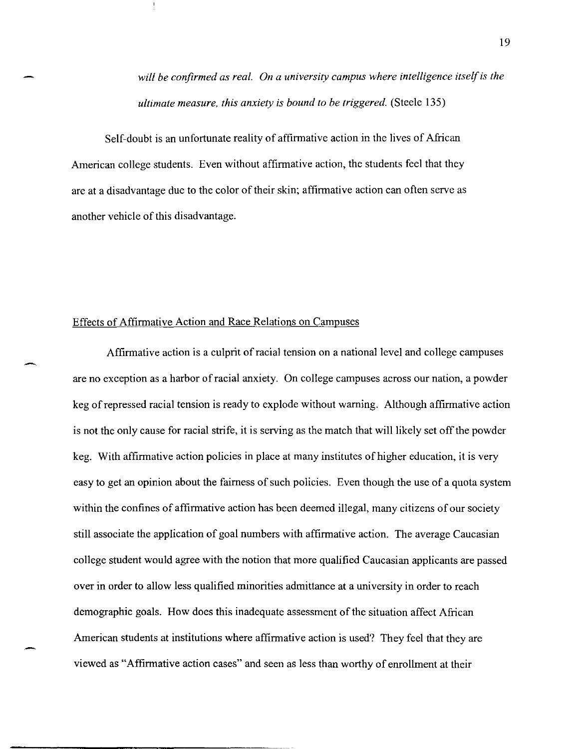*will be confirmed as real. On a university campus where intelligence itself is the ultimate measure, this anxiety is bound to be triggered.* (Steele 135)

Self-doubt is an unfortunate reality of affirmative action in the lives of African American college students. Even without affirmative action, the students feel that they are at a disadvantage due to the color of their skin; affirmative action can often serve as another vehicle of this disadvantage.

## Effects of Affirmative Action and Race Relations on Campuses

Affirmative action is a culprit of racial tension on a national level and college campuses are no exception as a harbor of racial anxiety. On college campuses across our nation, a powder keg of repressed racial tension is ready to explode without warning. Although affirmative action is not the only cause for racial strife, it is serving as the match that will likely set off the powder keg. With affirmative action policies in place at many institutes of higher education, it is very easy to get an opinion about the fairness of such policies. Even though the use of a quota system within the confines of affirmative action has been deemed illegal, many citizens of our society still associate the application of goal numbers with affirmative action. The average Caucasian college student would agree with the notion that more qualified Caucasian applicants are passed over in order to allow less qualified minorities admittance at a university in order to reach demographic goals. How does this inadequate assessment of the situation affect African American students at institutions where affirmative action is used? They feel that they are viewed as "Affirmative action cases" and seen as less than worthy of enrollment at their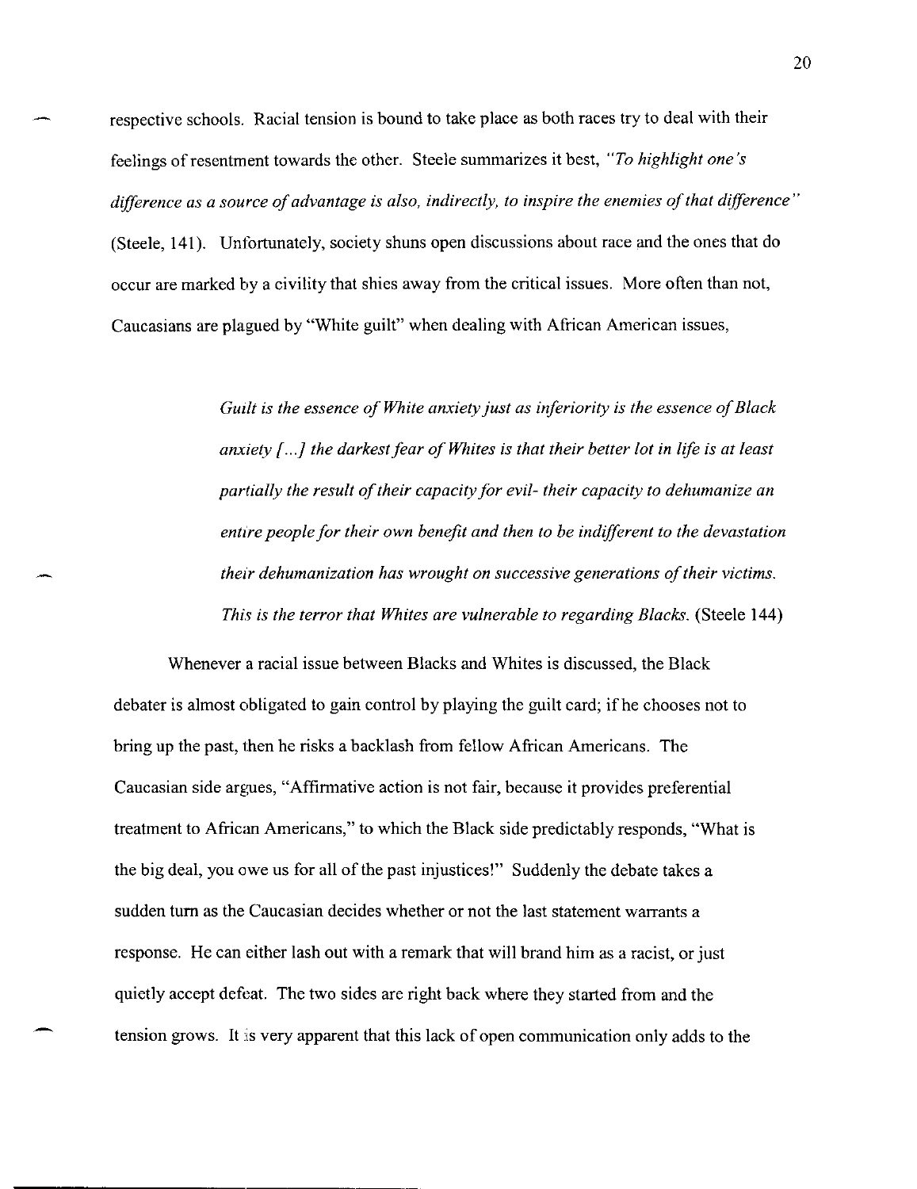respective schools. Racial tension is bound to take place as both races try to deal with their feelings of resentment towards the other. Steele summarizes it best, *"To highlight one's difference as a source of advantage is also, indirectly, to inspire the enemies of that difference"* (Steele, 141). Unfortunately, society shuns open discussions about race and the ones that do occur are marked by a civility that shies away from the critical issues. More often than not, Caucasians are plagued by "White guilt" when dealing with African American issues,

> *Guilt is the essence of White anxiety just as inferiority is the essence of Black anxiety [...] the darkest fear of Whites is that their better lot in life is at least partially the result of their capacity for evil- their capacity to dehumanize an entire people for their own benefit and then to be indifferent to the devastation their dehumanization has wrought on successive generations of their victims. This is the terror that Whites are vulnerable to regarding Blacks.* (Steele 144)

Whenever a racial issue between Blacks and Whites is discussed, the Black debater is almost obligated to gain control by playing the guilt card; if he chooses not to bring up the past, then he risks a backlash from fellow African Americans. The Caucasian side argues, "Affirmative action is not fair, because it provides preferential treatment to African Americans," to which the Black side predictably responds, "What is the big deal, you owe us for all of the past injustices!" Suddenly the debate takes a sudden turn as the Caucasian decides whether or not the last statement warrants a response. He can either lash out with a remark that will brand him as a racist, or just quietly accept defeat. The two sides are right back where they started from and the tension grows. It is very apparent that this lack of open communication only adds to the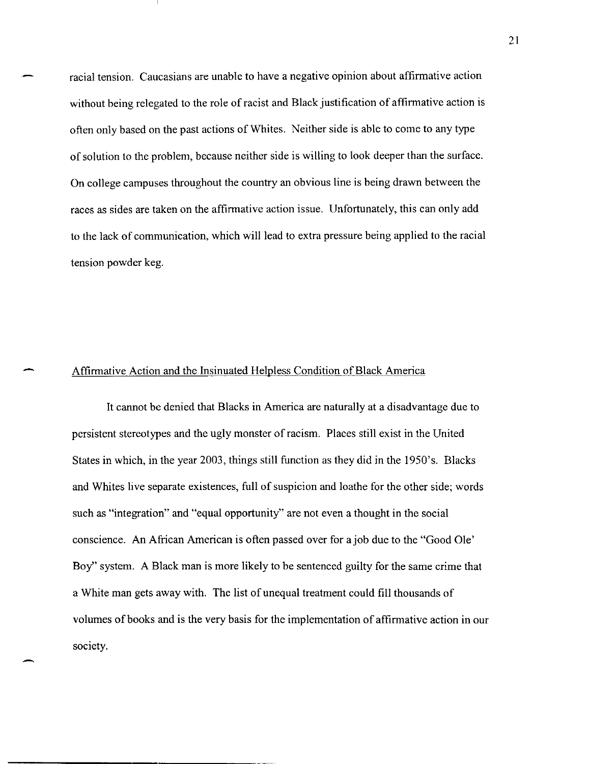racial tension. Caucasians are unable to have a negative opinion about affirmative action without being relegated to the role of racist and Black justification of affirmative action is often only based on the past actions of Whites. Neither side is able to come to any type of solution to the problem, because neither side is willing to look deeper than the surface. On college campuses throughout the country an obvious line is being drawn between the races as sides are taken on the affirmative action issue. Unfortunately, this can only add to the lack of communication, which will lead to extra pressure being applied to the racial tension powder keg.

## Affirmative Action and the Insinuated Helpless Condition of Black America

It cannot be denied that Blacks in America are naturally at a disadvantage due to persistent stereotypes and the ugly monster of racism. Places still exist in the United States in which, in the year 2003, things still function as they did in the 1950's. Blacks and Whites live separate existences, full of suspicion and loathe for the other side; words such as "integration" and "equal opportunity" are not even a thought in the social conscience. An African American is often passed over for a job due to the "Good Ole' Boy" system. A Black man is more likely to be sentenced guilty for the same crime that a White man gets away with. The list of unequal treatment could fill thousands of volumes of books and is the very basis for the implementation of affirmative action in our society.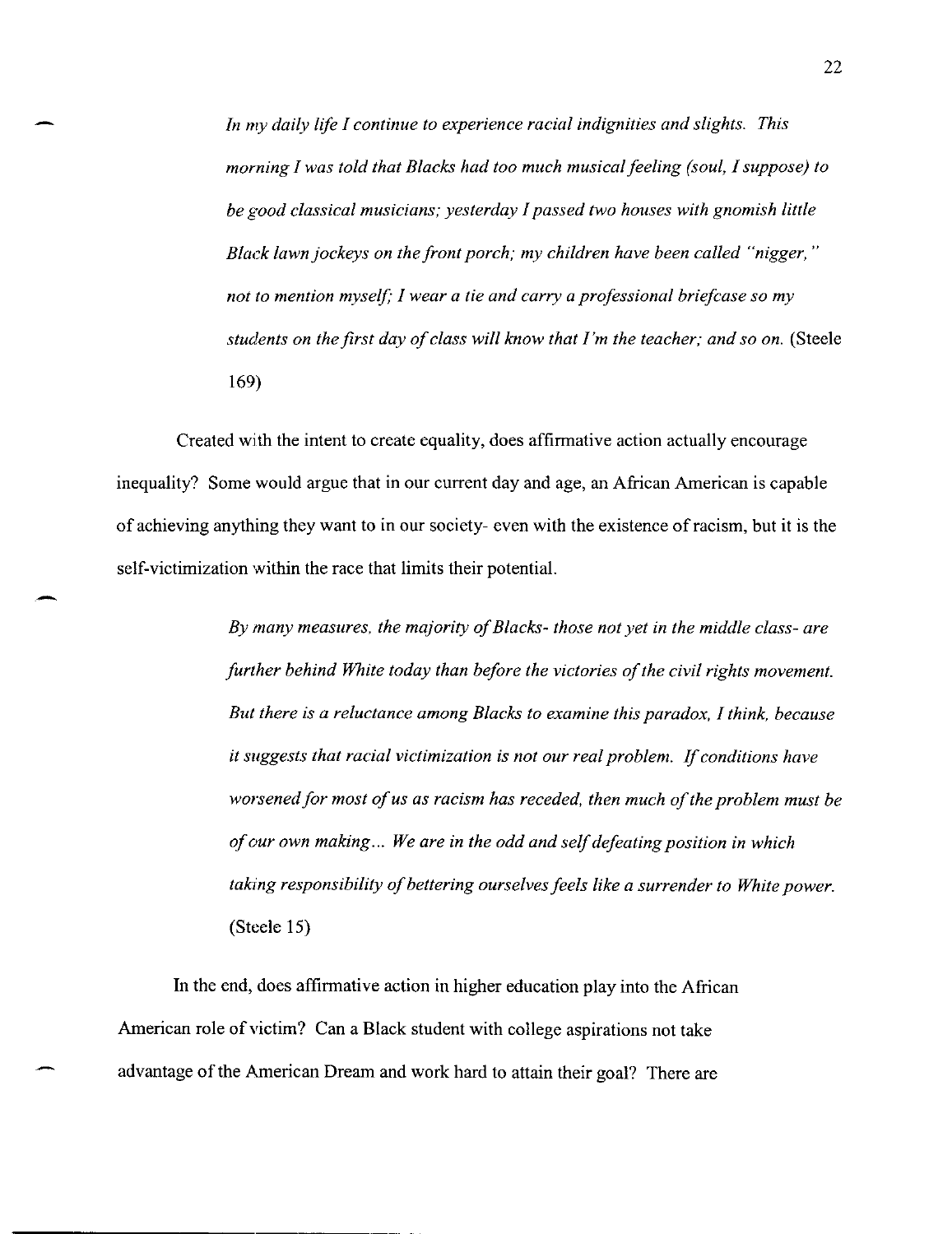> *In my daily life I continue to experience racial indignities and slights. This morning I was told that Blacks had too much musical feeling (soul, I suppose) to be good classical musicians; yesterday I passed two houses with gnomish little Black lawn jockeys on the front porch; my children have been called "nigger," not to mention myself; I wear a tie and carry a professional briefcase so my students on the first day of class will know that I'm the teacher; and so on.* (Steele 169)

Created with the intent to create equality, does affirmative action actually encourage inequality? Some would argue that in our current day and age, an African American is capable of achieving anything they want to in our society- even with the existence of racism, but it is the self-victimization within the race that limits their potential.

> *By many measures, the majority of Blacks- those not yet in the middle class- are further behind White today than before the victories of the civil rights movement. But there is a reluctance among Blacks to examine this paradox, I think, because it suggests that racial victimization is not our real problem. If conditions have worsened for most of us as racism has receded, then much of the problem must be of our own making... We are in the odd and self defeating position in which taking responsibility of bettering ourselves feels like a surrender to White power.* (Steele 15)

In the end, does affirmative action in higher education play into the African American role of victim? Can a Black student with college aspirations not take advantage of the American Dream and work hard to attain their goal? There are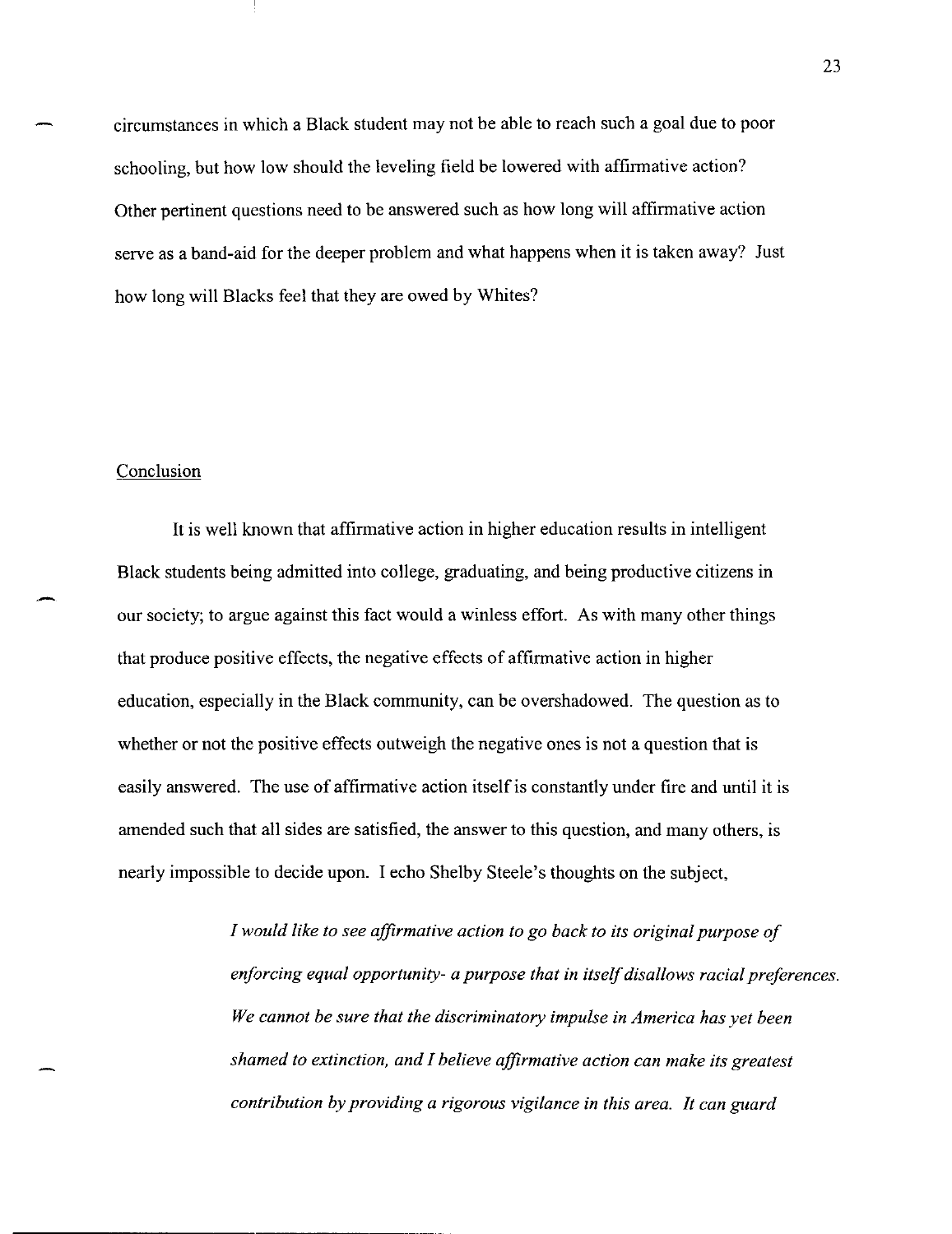circumstances in which a Black student may not be able to reach such a goal due to poor schooling, but how low should the leveling field be lowered with affirmative action? Other pertinent questions need to be answered such as how long will affirmative action serve as a band-aid for the deeper problem and what happens when it is taken away? Just how long will Blacks feel that they are owed by Whites?

## Conclusion

It is well known that affirmative action in higher education results in intelligent Black students being admitted into college, graduating, and being productive citizens in our society; to argue against this fact would a winless effort. As with many other things that produce positive effects, the negative effects of affirmative action in higher education, especially in the Black community, can be overshadowed. The question as to whether or not the positive effects outweigh the negative ones is not a question that is easily answered. The use of affirmative action itself is constantly under fire and until it is amended such that all sides are satisfied, the answer to this question, and many others, is nearly impossible to decide upon. I echo Shelby Steele's thoughts on the subject,

> *I would like to see affirmative action to go back to its original purpose of enforcing equal opportunity- a purpose that in itself disallows racial preferences. We cannot be sure that the discriminatory impulse in America has yet been shamed to extinction, and I believe affirmative action can make its greatest contribution by providing a rigorous vigilance in this area. It can guard*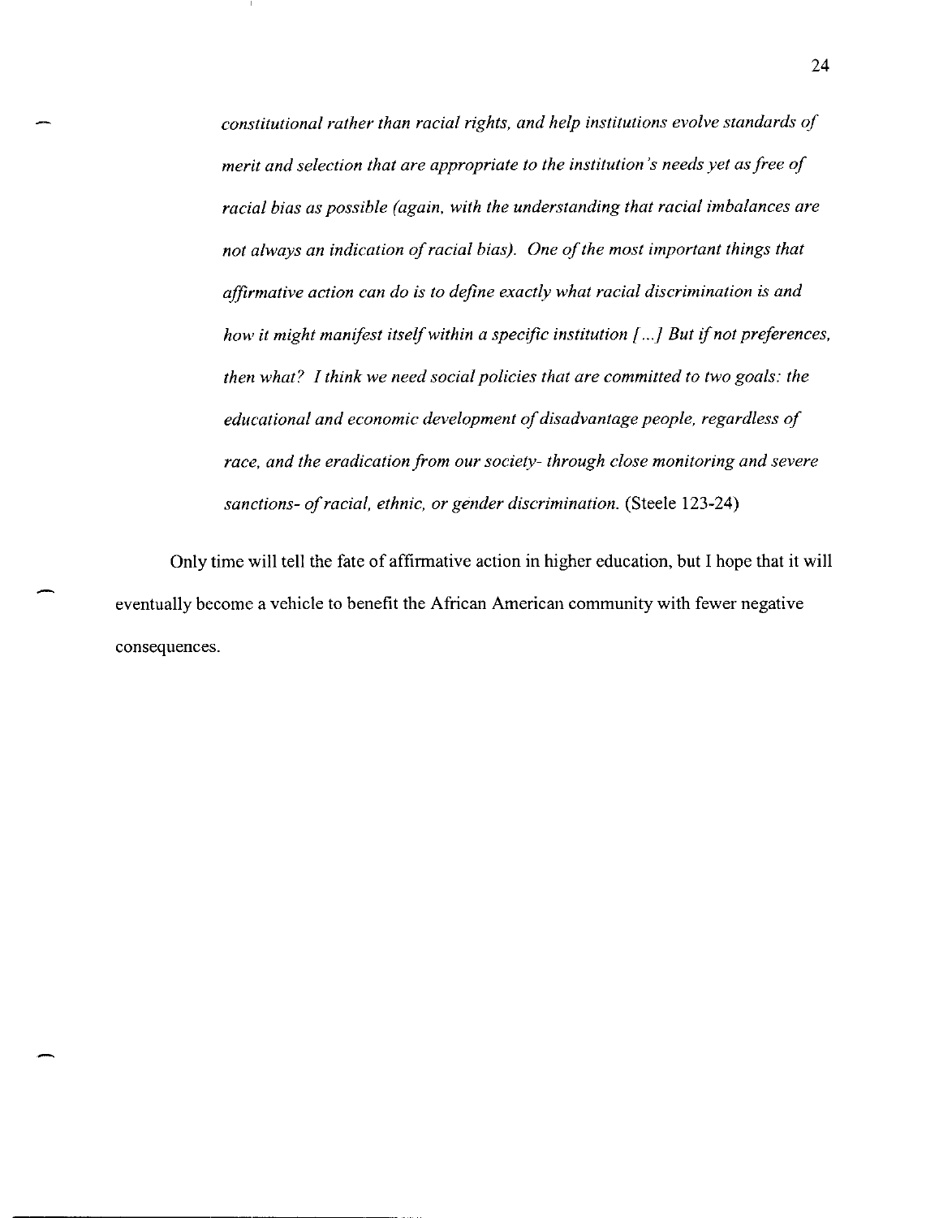*constitutional rather than racial rights, and help institutions evolve standards of merit and selection that are appropriate to the institution's needs yet as free of racial bias as possible (again, with the understanding that racial imbalances are not always an indication of racial bias). One of the most important things that affirmative action can do is to define exactly what racial discrimination is and how it might manifest itself within a specific institution [...] But if not preferences, then what? I think we need social policies that are committed to two goals: the educational and economic development of disadvantage people, regardless of race, and the eradication from our society- through close monitoring and severe sanctions- of racial, ethnic, or gender discrimination.* (Steele 123-24)

Only time will tell the fate of affirmative action in higher education, but I hope that it will eventually become a vehicle to benefit the African American community with fewer negative consequences.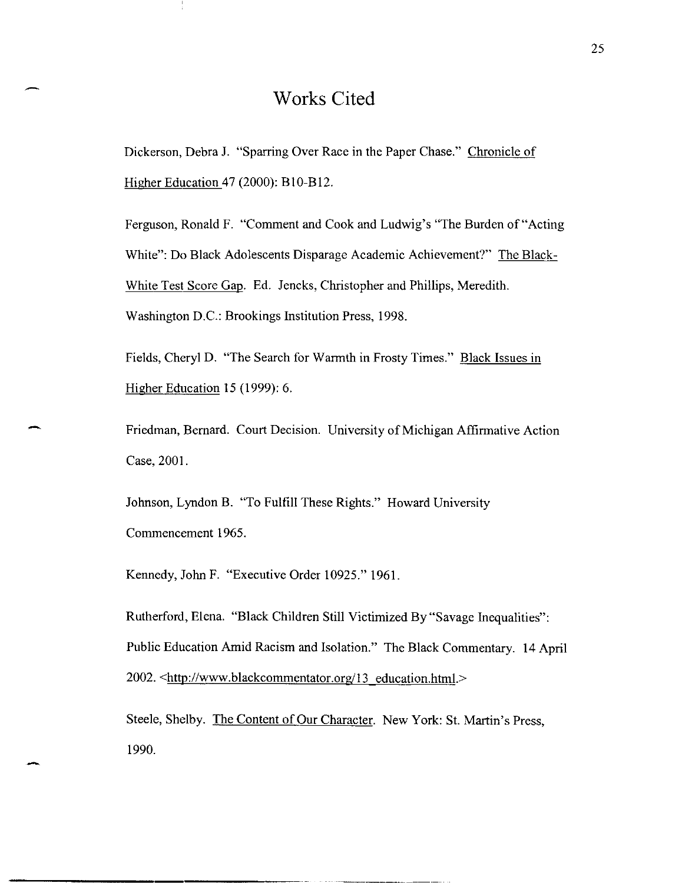# Works Cited

Dickerson, Debra J. "Sparring Over Race in the Paper Chase." Chronicle of Higher Education 47 (2000): B10-B12.

Ferguson, Ronald F. "Comment and Cook and Ludwig's "The Burden of "Acting White": Do Black Adolescents Disparage Academic Achievement?" The Black-White Test Score Gap. Ed. Jencks, Christopher and Phillips, Meredith. Washington D.C.: Brookings Institution Press, 1998.

Fields, Cheryl D. "The Search for Warmth in Frosty Times." Black Issues in Higher Education 15 (1999): 6.

Friedman, Bernard. Court Decision. University of Michigan Affirmative Action Case, 2001.

Johnson, Lyndon B. "To Fulfill These Rights." Howard University Commencement 1965.

Kennedy, John F. "Executive Order 10925." 1961.

Rutherford, Elena. "Black Children Still Victimized By "Savage Inequalities": Public Education Amid Racism and Isolation." The Black Commentary. 14 April 2002. <http://www.blackcommentator.org/13_education.html.>

Steele, Shelby. The Content of Our Character. New York: St. Martin's Press, 1990.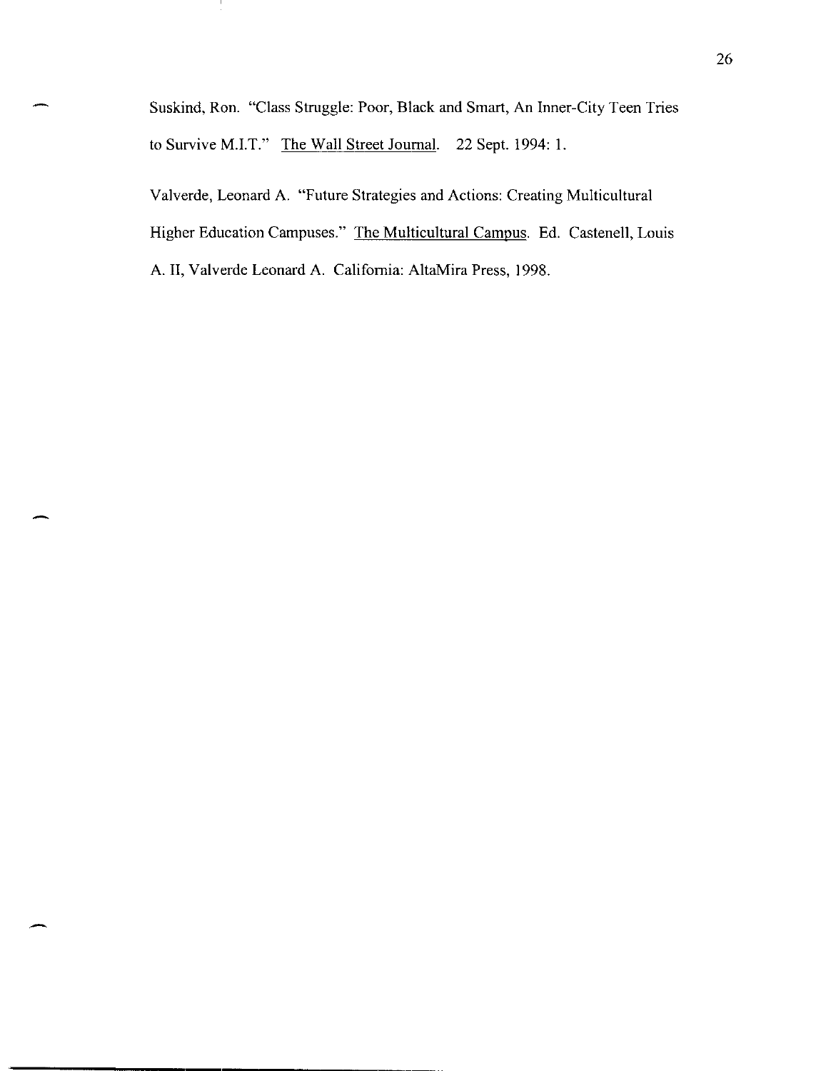Suskind, Ron. "Class Struggle: Poor, Black and Smart, An Inner-City Teen Tries to Survive M.I.T." The Wall Street Journal. 22 Sept. 1994: 1.

Valverde, Leonard A. "Future Strategies and Actions: Creating Multicultural Higher Education Campuses." The Multicultural Campus. Ed. Castenell, Louis A. II, Valverde Leonard A. California: AltaMira Press, 1998.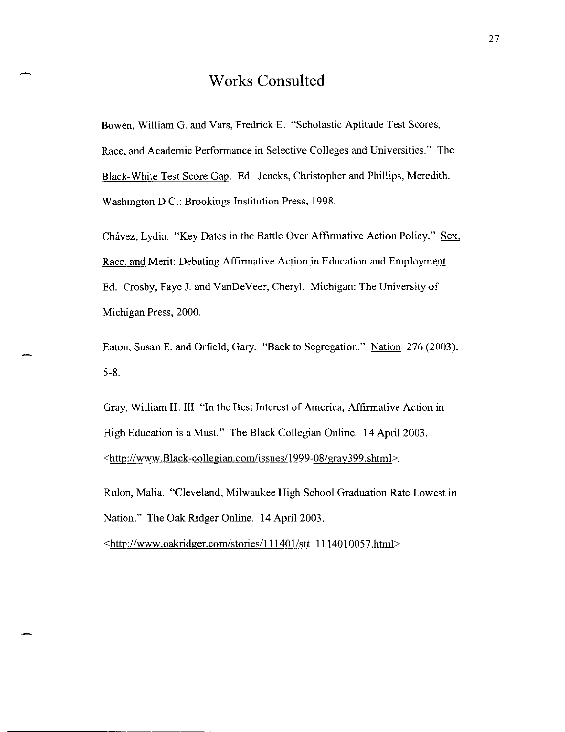# Works Consulted

Bowen, William G. and Vars, Fredrick E. "Scholastic Aptitude Test Scores, Race, and Academic Performance in Selective Colleges and Universities." The Black-White Test Score Gap. Ed. Jencks, Christopher and Phillips, Meredith. Washington D.C.: Brookings Institution Press, 1998.

Chávez, Lydia. "Key Dates in the Battle Over Affirmative Action Policy." Sex, Race, and Merit: Debating Affirmative Action in Education and Employment. Ed. Crosby, Faye J. and VanDeVeer, Cheryl. Michigan: The University of Michigan Press, 2000.

Eaton, Susan E. and Orfield, Gary. "Back to Segregation." Nation 276 (2003): 5-8.

Gray, William H. III "In the Best Interest of America, Affirmative Action in High Education is a Must." The Black Collegian Online. 14 April 2003. <http://www.Black-collegian.com/issues/1999-08/gray399.shtml>.

Rulon, Malia. "Cleveland, Milwaukee High School Graduation Rate Lowest in Nation." The Oak Ridger Online. 14 April 2003. <http://www.oakridger.com/stories/111401/stt_1114010057.html>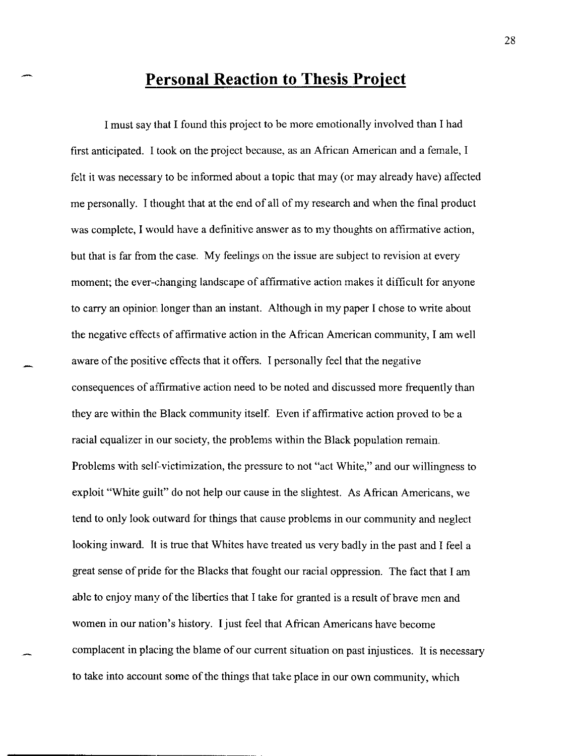# Personal Reaction to Thesis Project

I must say that I found this project to be more emotionally involved than I had first anticipated. I took on the project because, as an African American and a female, I felt it was necessary to be informed about a topic that may (or may already have) affected me personally. I thought that at the end of all of my research and when the final product was complete, I would have a definitive answer as to my thoughts on affirmative action, but that is far from the case. My feelings on the issue are subject to revision at every moment; the ever-changing landscape of affirmative action makes it difficult for anyone to carry an opinion longer than an instant. Although in my paper I chose to write about the negative effects of affirmative action in the African American community, I am well aware of the positive effects that it offers. I personally feel that the negative consequences of affirmative action need to be noted and discussed more frequently than they are within the Black community itself. Even if affirmative action proved to be a racial equalizer in our society, the problems within the Black population remain. Problems with self-victimization, the pressure to not "act White," and our willingness to exploit "White guilt" do not help our cause in the slightest. As African Americans, we tend to only look outward for things that cause problems in our community and neglect looking inward. It is true that Whites have treated us very badly in the past and I feel a great sense of pride for the Blacks that fought our racial oppression. The fact that I am able to enjoy many of the liberties that I take for granted is a result of brave men and women in our nation's history. I just feel that African Americans have become complacent in placing the blame of our current situation on past injustices. It is necessary to take into account some of the things that take place in our own community, which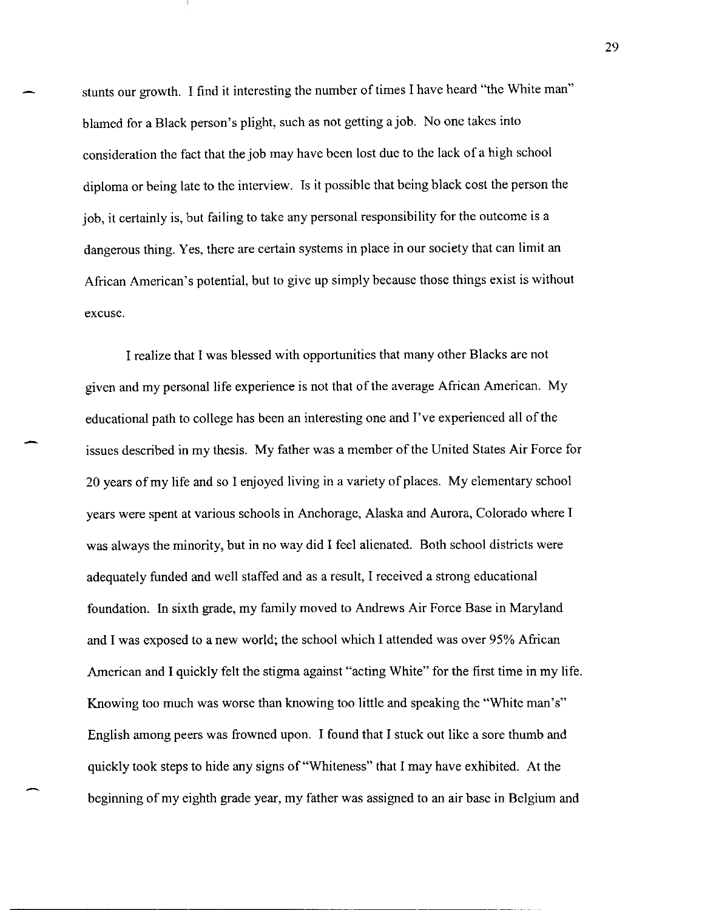stunts our growth. I find it interesting the number of times I have heard "the White man" blamed for a Black person's plight, such as not getting a job. No one takes into consideration the fact that the job may have been lost due to the lack of a high school diploma or being late to the interview. Is it possible that being black cost the person the job, it certainly is, but failing to take any personal responsibility for the outcome is a dangerous thing. Yes, there are certain systems in place in our society that can limit an African American's potential, but to give up simply because those things exist is without excuse.

I realize that I was blessed with opportunities that many other Blacks are not given and my personal life experience is not that of the average African American. My educational path to college has been an interesting one and I've experienced all of the issues described in my thesis. My father was a member of the United States Air Force for 20 years of my life and so I enjoyed living in a variety of places. My elementary school years were spent at various schools in Anchorage, Alaska and Aurora, Colorado where I was always the minority, but in no way did I feel alienated. Both school districts were adequately funded and well staffed and as a result, I received a strong educational foundation. In sixth grade, my family moved to Andrews Air Force Base in Maryland and I was exposed to a new world; the school which I attended was over 95% African American and I quickly felt the stigma against "acting White" for the first time in my life. Knowing too much was worse than knowing too little and speaking the "White man's" English among peers was frowned upon. I found that I stuck out like a sore thumb and quickly took steps to hide any signs of "Whiteness" that I may have exhibited. At the beginning of my eighth grade year, my father was assigned to an air base in Belgium and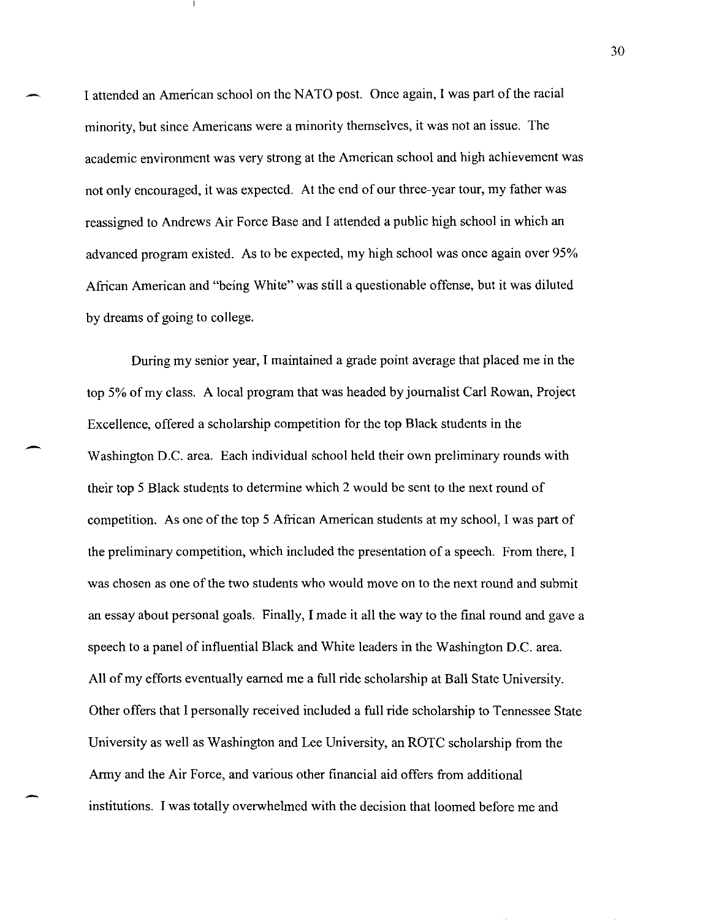I attended an American school on the NATO post. Once again, I was part of the racial minority, but since Americans were a minority themselves, it was not an issue. The academic environment was very strong at the American school and high achievement was not only encouraged, it was expected. At the end of our three-year tour, my father was reassigned to Andrews Air Force Base and I attended a public high school in which an advanced program existed. As to be expected, my high school was once again over 95% African American and "being White" was still a questionable offense, but it was diluted by dreams of going to college.

During my senior year, I maintained a grade point average that placed me in the top 5% of my class. A local program that was headed by journalist Carl Rowan, Project Excellence, offered a scholarship competition for the top Black students in the Washington D.C. area. Each individual school held their own preliminary rounds with their top 5 Black students to determine which 2 would be sent to the next round of competition. As one of the top 5 African American students at my school, I was part of the preliminary competition, which included the presentation of a speech. From there, I was chosen as one of the two students who would move on to the next round and submit an essay about personal goals. Finally, I made it all the way to the final round and gave a speech to a panel of influential Black and White leaders in the Washington D.C. area. All of my efforts eventually earned me a full ride scholarship at Ball State University. Other offers that I personally received included a full ride scholarship to Tennessee State University as well as Washington and Lee University, an ROTC scholarship from the Army and the Air Force, and various other financial aid offers from additional institutions. I was totally overwhelmed with the decision that loomed before me and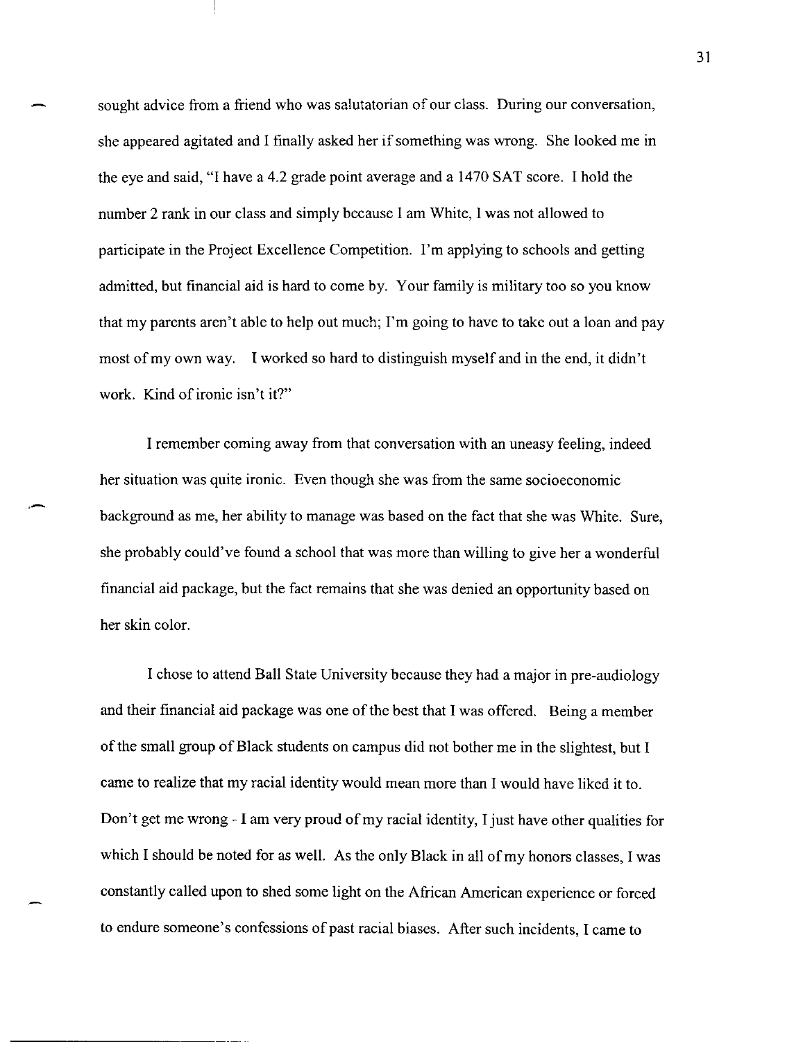sought advice from a friend who was salutatorian of our class. During our conversation, she appeared agitated and I finally asked her if something was wrong. She looked me in the eye and said, "I have a 4.2 grade point average and a 1470 SAT score. I hold the number 2 rank in our class and simply because I am White, I was not allowed to participate in the Project Excellence Competition. I'm applying to schools and getting admitted, but financial aid is hard to come by. Your family is military too so you know that my parents aren't able to help out much; I'm going to have to take out a loan and pay most of my own way. I worked so hard to distinguish myself and in the end, it didn't work. Kind of ironic isn't it?"

I remember coming away from that conversation with an uneasy feeling, indeed her situation was quite ironic. Even though she was from the same socioeconomic background as me, her ability to manage was based on the fact that she was White. Sure, she probably could've found a school that was more than willing to give her a wonderful financial aid package, but the fact remains that she was denied an opportunity based on her skin color.

I chose to attend Ball State University because they had a major in pre-audiology and their financial aid package was one of the best that I was offered. Being a member of the small group of Black students on campus did not bother me in the slightest, but I came to realize that my racial identity would mean more than I would have liked it to. Don't get me wrong - I am very proud of my racial identity, I just have other qualities for which I should be noted for as well. As the only Black in all of my honors classes, I was constantly called upon to shed some light on the African American experience or forced to endure someone's confessions of past racial biases. After such incidents, I came to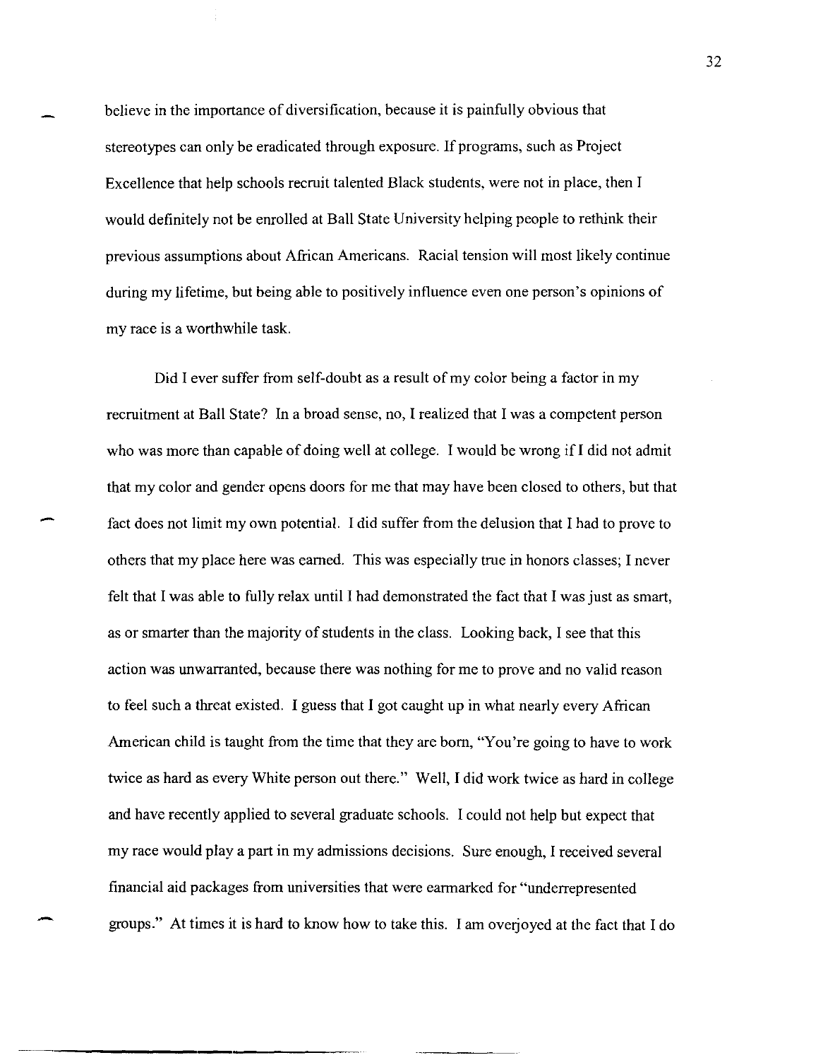believe in the importance of diversification, because it is painfully obvious that stereotypes can only be eradicated through exposure. If programs, such as Project Excellence that help schools recruit talented Black students, were not in place, then I would definitely not be enrolled at Ball State University helping people to rethink their previous assumptions about African Americans. Racial tension will most likely continue during my lifetime, but being able to positively influence even one person's opinions of my race is a worthwhile task.

Did I ever suffer from self-doubt as a result of my color being a factor in my recruitment at Ball State? In a broad sense, no, I realized that I was a competent person who was more than capable of doing well at college. I would be wrong if I did not admit that my color and gender opens doors for me that may have been closed to others, but that fact does not limit my own potential. I did suffer from the delusion that I had to prove to others that my place here was earned. This was especially true in honors classes; I never felt that I was able to fully relax until I had demonstrated the fact that I was just as smart, as or smarter than the majority of students in the class. Looking back, I see that this action was unwarranted, because there was nothing for me to prove and no valid reason to feel such a threat existed. I guess that I got caught up in what nearly every African American child is taught from the time that they are born, "You're going to have to work twice as hard as every White person out there." Well, I did work twice as hard in college and have recently applied to several graduate schools. I could not help but expect that my race would play a part in my admissions decisions. Sure enough, I received several financial aid packages from universities that were earmarked for "underrepresented groups." At times it is hard to know how to take this. I am overjoyed at the fact that I do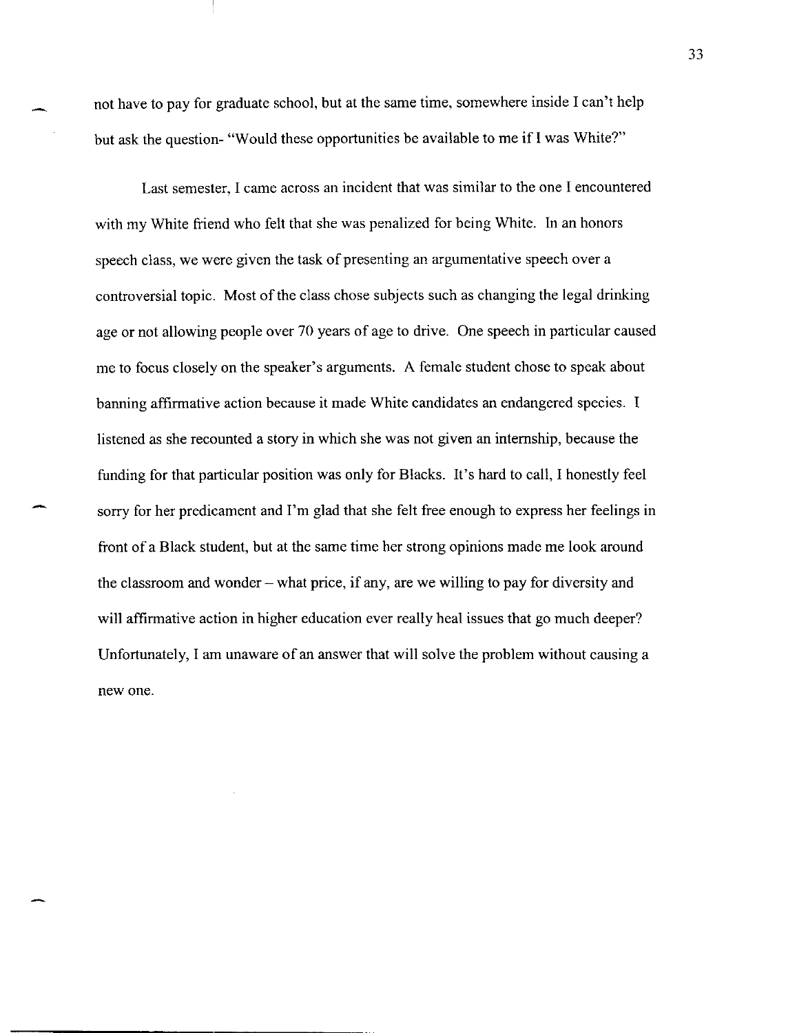not have to pay for graduate school, but at the same time, somewhere inside I can't help but ask the question- "Would these opportunities be available to me if I was White?"

Last semester, I came across an incident that was similar to the one I encountered with my White friend who felt that she was penalized for being White. In an honors speech class, we were given the task of presenting an argumentative speech over a controversial topic. Most of the class chose subjects such as changing the legal drinking age or not allowing people over 70 years of age to drive. One speech in particular caused me to focus closely on the speaker's arguments. A female student chose to speak about banning affirmative action because it made White candidates an endangered species. I listened as she recounted a story in which she was not given an internship, because the funding for that particular position was only for Blacks. It's hard to call, I honestly feel sorry for her predicament and I'm glad that she felt free enough to express her feelings in front of a Black student, but at the same time her strong opinions made me look around the classroom and wonder – what price, if any, are we willing to pay for diversity and will affirmative action in higher education ever really heal issues that go much deeper? Unfortunately, I am unaware of an answer that will solve the problem without causing a new one.